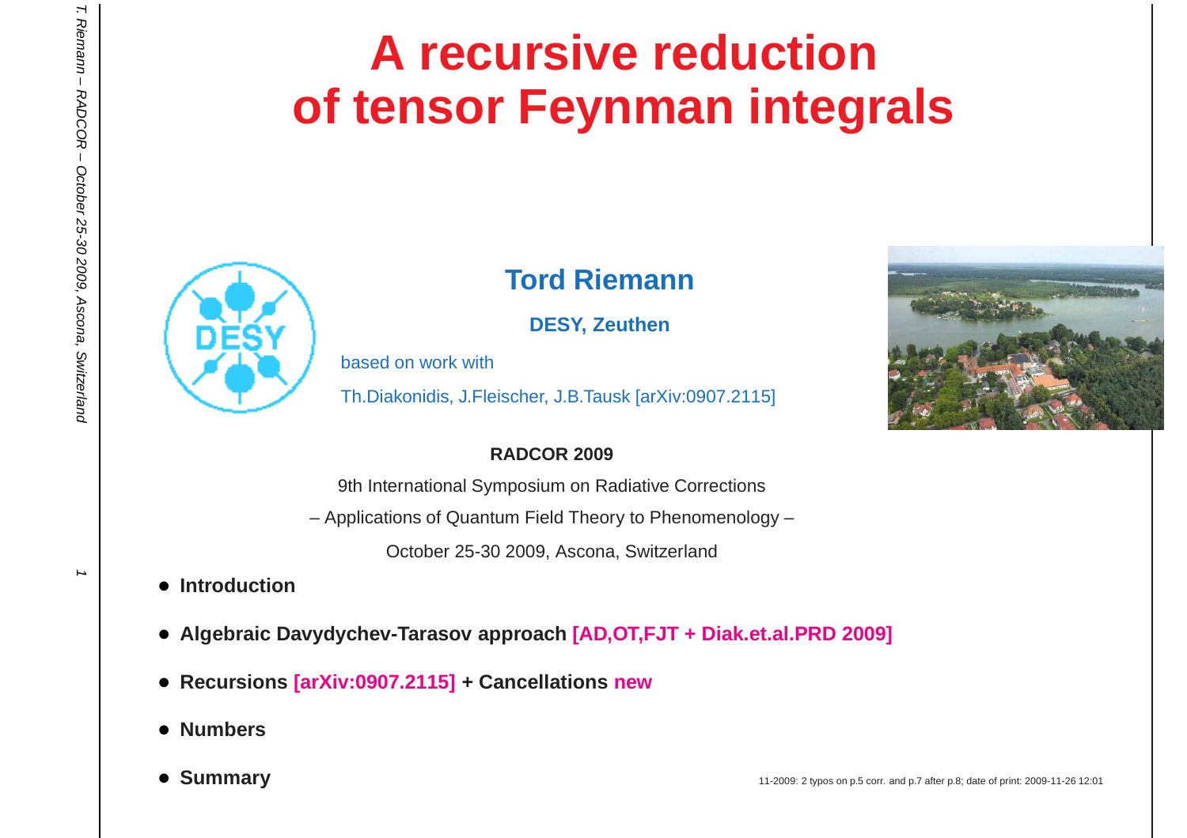# A recursive reduction of tensor Feynman integrals

**Tord Riemann**

**DESY, Zeuthen**

based on work with

Th.Diakonidis, J.Fleischer, J.B.Tausk [arXiv:0907.2115]

**RADCOR 2009**

9th International Symposium on Radiative Corrections

– Applications of Quantum Field Theory to Phenomenology –

October 25-30 2009, Ascona, Switzerland

- **Introduction**
- **Algebraic Davydychev-Tarasov approach [AD,OT,FJT + Diak.et.al.PRD 2009]**
- **Recursions [arXiv:0907.2115] + Cancellations new**
- **Numbers**
- **Summary**

11-2009: 2 typos on p.5 corr. and p.7 after p.8; date of print: 2009-11-26 12:01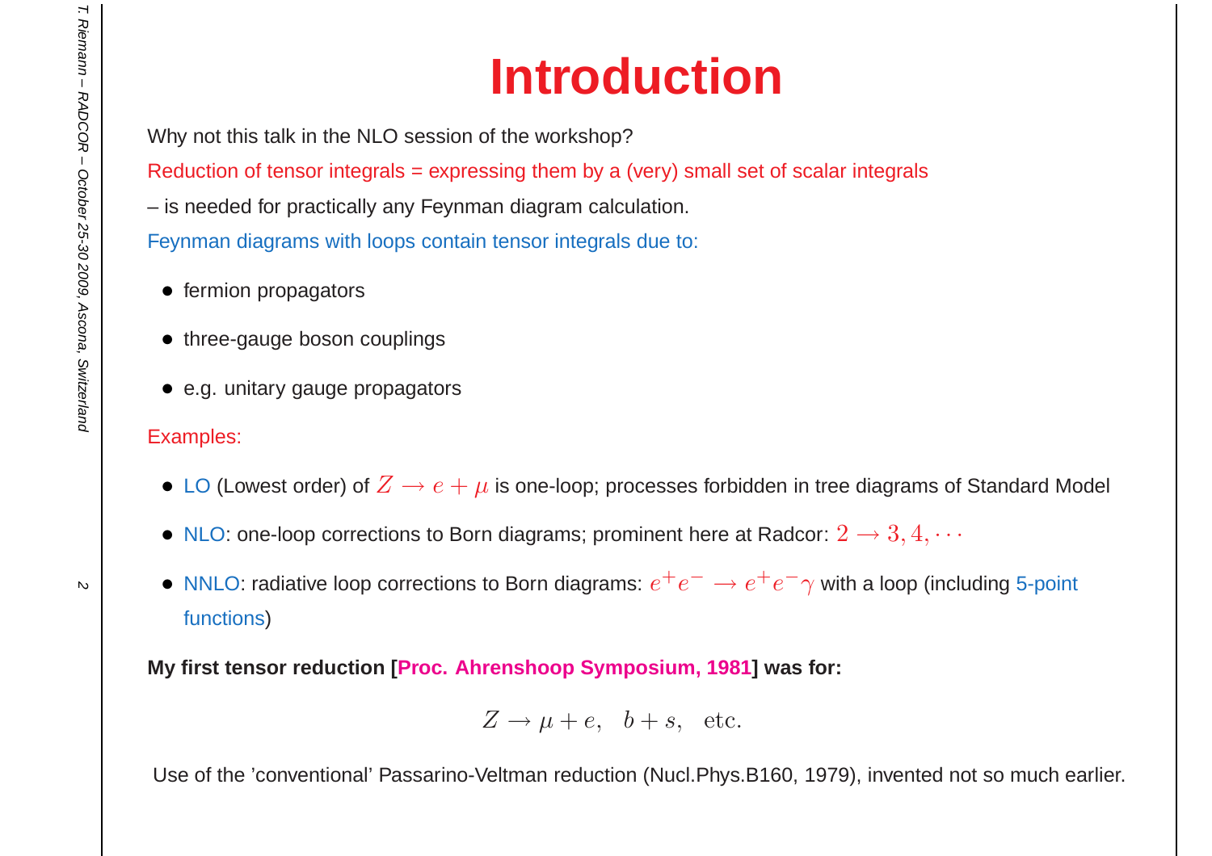# Introduction

Why not this talk in the NLO session of the workshop?

Reduction of tensor integrals = expressing them by a (very) small set of scalar integrals

– is needed for practically any Feynman diagram calculation.

Feynman diagrams with loops contain tensor integrals due to:

- fermion propagators
- three-gauge boson couplings
- e.g. unitary gauge propagators

Examples:

- LO (Lowest order) of $Z \to e + \mu$ is one-loop; processes forbidden in tree diagrams of Standard Model
- NLO: one-loop corrections to Born diagrams; prominent here at Radcor: $2 \to 3, 4, \cdots$
- NNLO: radiative loop corrections to Born diagrams: $e^+e^- \to e^+e^-\gamma$ with a loop (including 5-point functions)

**My first tensor reduction [Proc. Ahrenshoop Symposium, 1981] was for:**

$$Z \to \mu + e, \quad b + s, \quad \text{etc.}$$

Use of the 'conventional' Passarino-Veltman reduction (Nucl.Phys.B160, 1979), invented not so much earlier.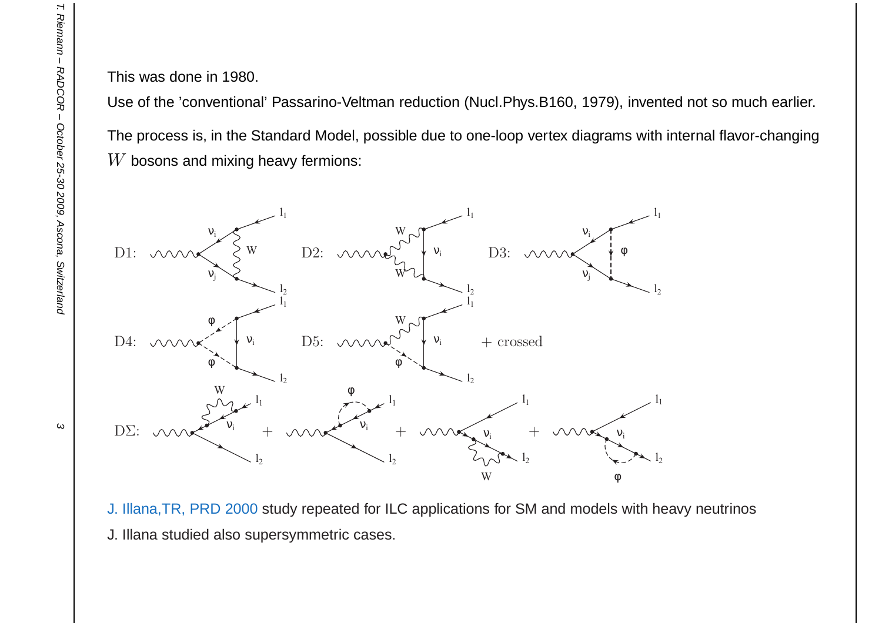This was done in 1980.

Use of the 'conventional' Passarino-Veltman reduction (Nucl.Phys.B160, 1979), invented not so much earlier.

The process is, in the Standard Model, possible due to one-loop vertex diagrams with internal flavor-changing $W$ bosons and mixing heavy fermions:

J. Illana,TR, PRD 2000 study repeated for ILC applications for SM and models with heavy neutrinos

J. Illana studied also supersymmetric cases.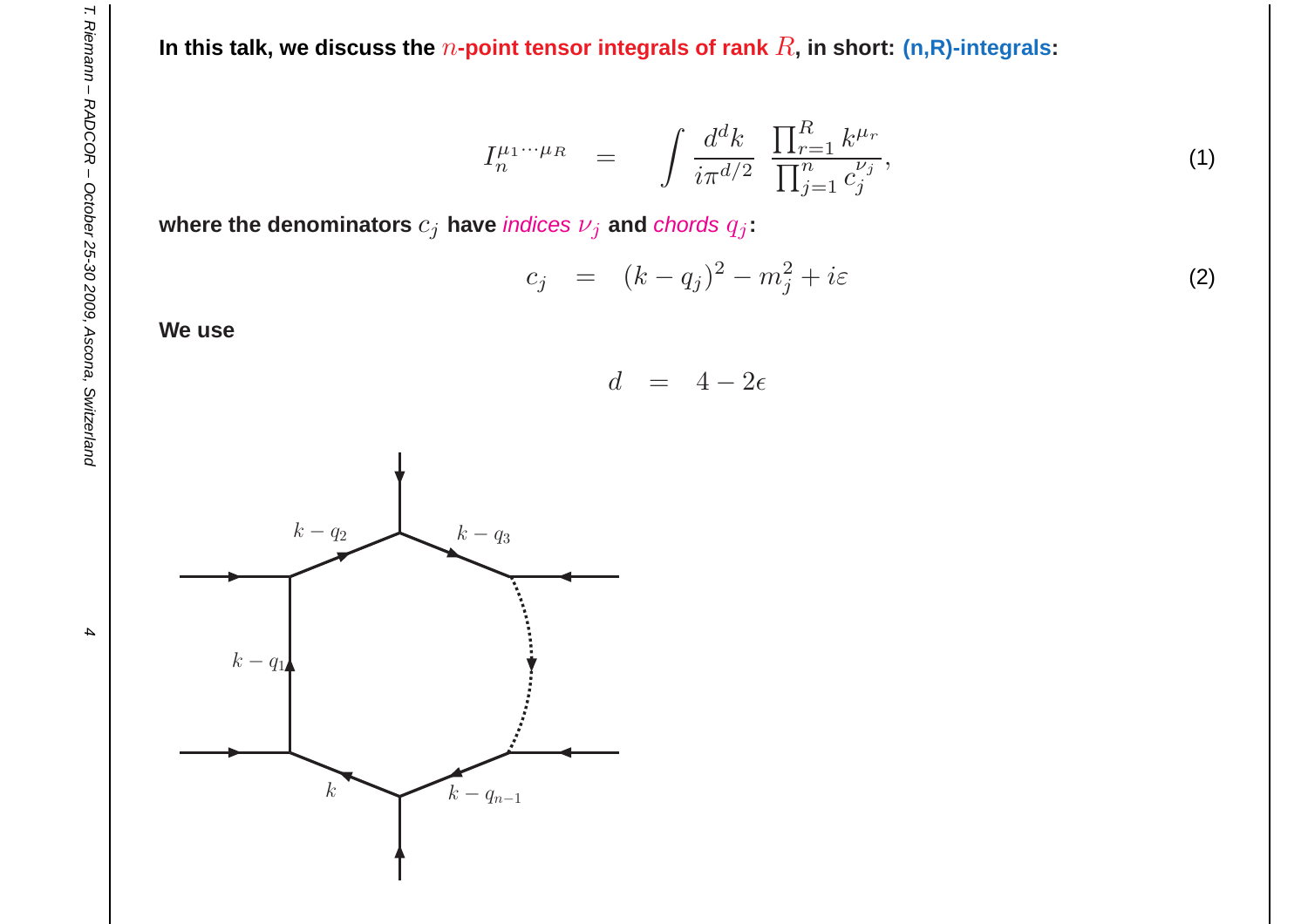**In this talk, we discuss the $n$-point tensor integrals of rank $R$, in short: (n,R)-integrals:**

$$I_n^{\mu_1 \cdots \mu_R} = \int \frac{d^d k}{i\pi^{d/2}} \frac{\prod_{r=1}^{R} k^{\mu_r}}{\prod_{j=1}^{n} c_j^{\nu_j}}, \tag{1}$$

**where the denominators $c_j$ have *indices* $\nu_j$ and *chords* $q_j$:**

$$c_j = (k - q_j)^2 - m_j^2 + i\varepsilon \tag{2}$$

**We use**

$$d = 4 - 2\epsilon$$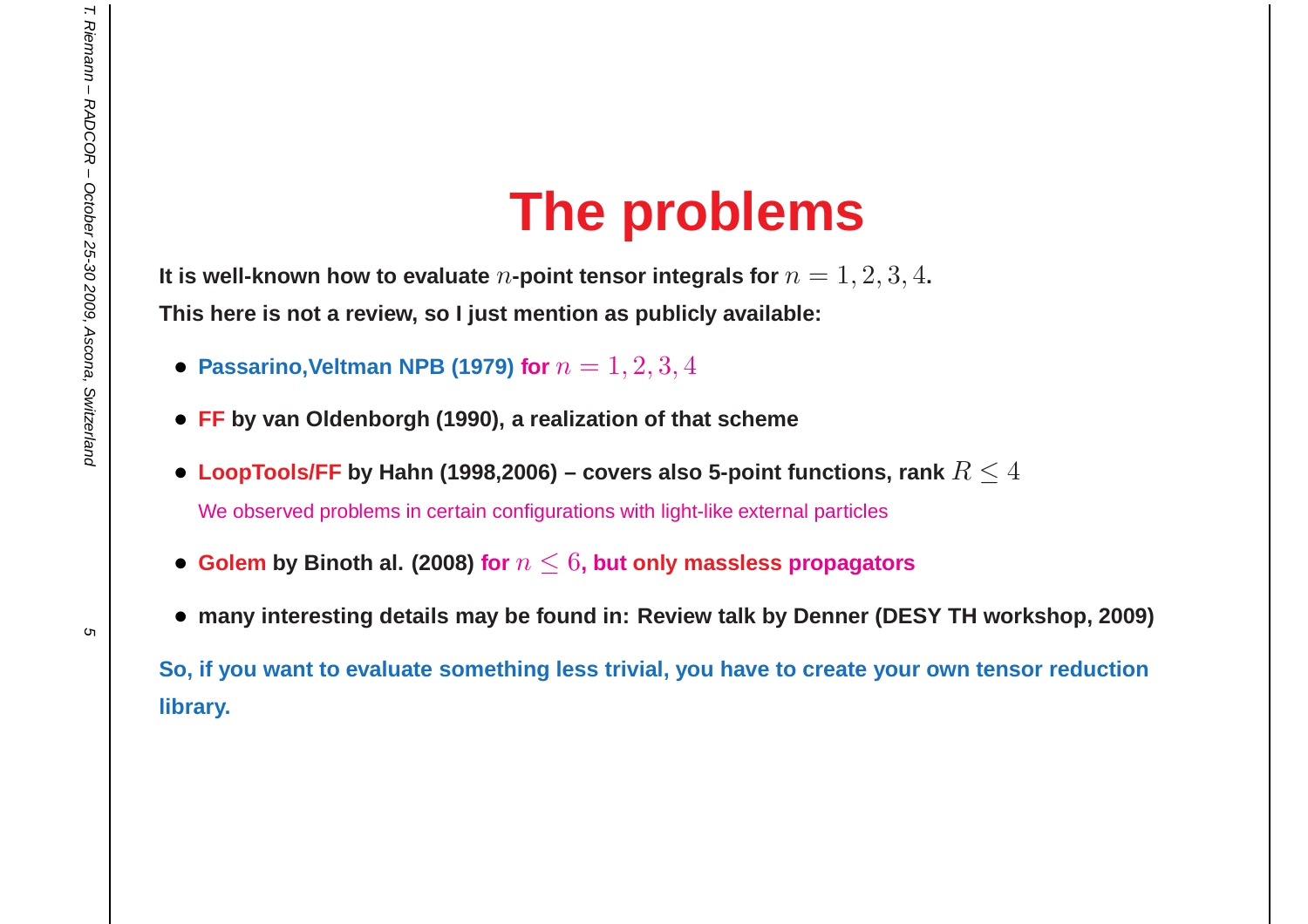# The problems

**It is well-known how to evaluate $n$-point tensor integrals for $n = 1, 2, 3, 4$.**

**This here is not a review, so I just mention as publicly available:**

- **Passarino,Veltman NPB (1979) for $n = 1, 2, 3, 4$**
- **FF by van Oldenborgh (1990), a realization of that scheme**
- **LoopTools/FF by Hahn (1998,2006) – covers also 5-point functions, rank $R \leq 4$**

  We observed problems in certain configurations with light-like external particles

- **Golem by Binoth al. (2008) for $n \leq 6$, but only massless propagators**
- **many interesting details may be found in: Review talk by Denner (DESY TH workshop, 2009)**

**So, if you want to evaluate something less trivial, you have to create your own tensor reduction library.**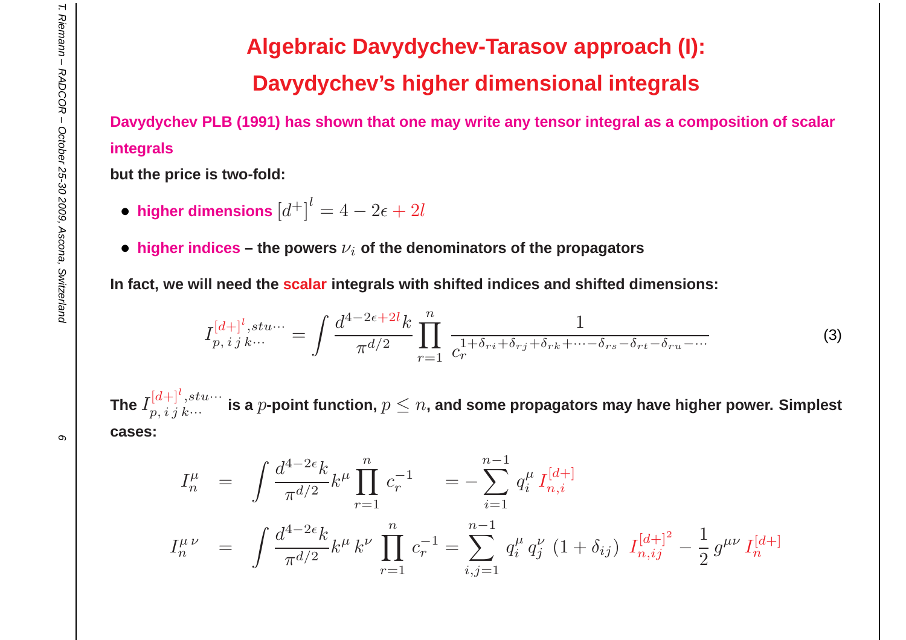# Algebraic Davydychev-Tarasov approach (I):

# Davydychev's higher dimensional integrals

**Davydychev PLB (1991) has shown that one may write any tensor integral as a composition of scalar integrals**

**but the price is two-fold:**

- **higher dimensions** $[d^+]^l = 4 - 2\epsilon + 2l$
- **higher indices – the powers $\nu_i$ of the denominators of the propagators**

**In fact, we will need the scalar integrals with shifted indices and shifted dimensions:**

$$I_{p,\, i\, j\, k \cdots}^{[d+]^l, stu\cdots} = \int \frac{d^{4-2\epsilon+2l}k}{\pi^{d/2}} \prod_{r=1}^{n} \frac{1}{c_r^{1+\delta_{ri}+\delta_{rj}+\delta_{rk}+\cdots-\delta_{rs}-\delta_{rt}-\delta_{ru}-\cdots}} \tag{3}$$

**The $I_{p,\, i\, j\, k \cdots}^{[d+]^l, stu\cdots}$ is a $p$-point function, $p \leq n$, and some propagators may have higher power. Simplest cases:**

$$
\begin{aligned}
I_n^{\mu} &= \int \frac{d^{4-2\epsilon}k}{\pi^{d/2}} k^{\mu} \prod_{r=1}^{n} c_r^{-1} = -\sum_{i=1}^{n-1} q_i^{\mu} \, I_{n,i}^{[d+]} \\
I_n^{\mu\,\nu} &= \int \frac{d^{4-2\epsilon}k}{\pi^{d/2}} k^{\mu}\, k^{\nu} \prod_{r=1}^{n} c_r^{-1} = \sum_{i,j=1}^{n-1} q_i^{\mu}\, q_j^{\nu}\, (1+\delta_{ij})\, I_{n,ij}^{[d+]^2} - \frac{1}{2} g^{\mu\nu}\, I_n^{[d+]}
\end{aligned}
$$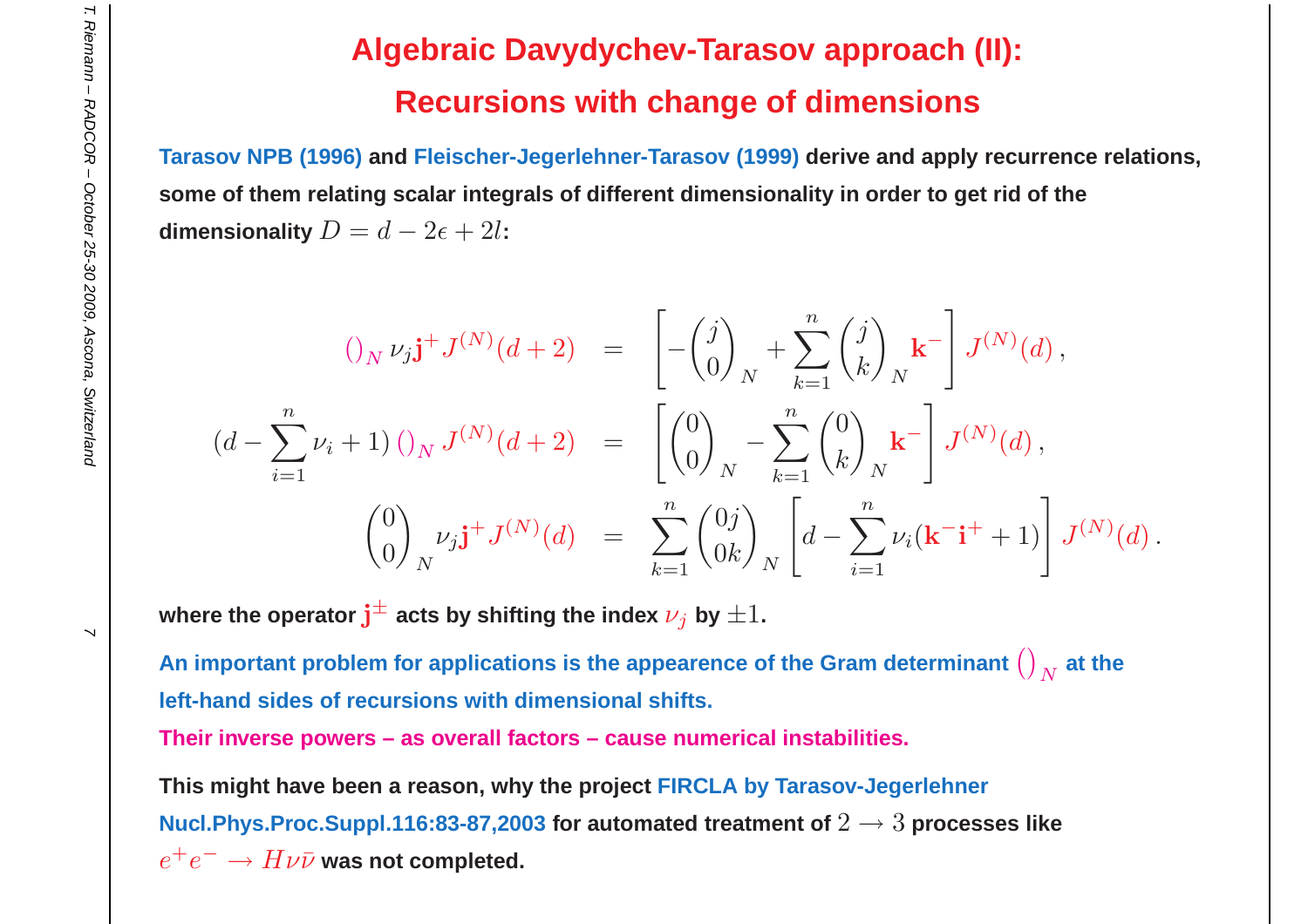# Algebraic Davydychev-Tarasov approach (II): Recursions with change of dimensions

**Tarasov NPB (1996) and Fleischer-Jegerlehner-Tarasov (1999) derive and apply recurrence relations, some of them relating scalar integrals of different dimensionality in order to get rid of the dimensionality $D = d - 2\epsilon + 2l$:**

$$
\begin{aligned}
()_N \, \nu_j \mathbf{j}^+ J^{(N)}(d+2) &= \left[ -\binom{j}{0}_N + \sum_{k=1}^{n} \binom{j}{k}_N \mathbf{k}^- \right] J^{(N)}(d) \,, \\
(d - \sum_{i=1}^{n} \nu_i + 1) \, ()_N \, J^{(N)}(d+2) &= \left[ \binom{0}{0}_N - \sum_{k=1}^{n} \binom{0}{k}_N \mathbf{k}^- \right] J^{(N)}(d) \,, \\
\binom{0}{0}_N \nu_j \mathbf{j}^+ J^{(N)}(d) &= \sum_{k=1}^{n} \binom{0j}{0k}_N \left[ d - \sum_{i=1}^{n} \nu_i (\mathbf{k}^- \mathbf{i}^+ + 1) \right] J^{(N)}(d) \,.
\end{aligned}
$$

**where the operator $\mathbf{j}^{\pm}$ acts by shifting the index $\nu_j$ by $\pm 1$.**

**An important problem for applications is the appearence of the Gram determinant $()_N$ at the left-hand sides of recursions with dimensional shifts.**

**Their inverse powers – as overall factors – cause numerical instabilities.**

**This might have been a reason, why the project FIRCLA by Tarasov-Jegerlehner Nucl.Phys.Proc.Suppl.116:83-87,2003 for automated treatment of $2 \to 3$ processes like $e^+e^- \to H\nu\bar{\nu}$ was not completed.**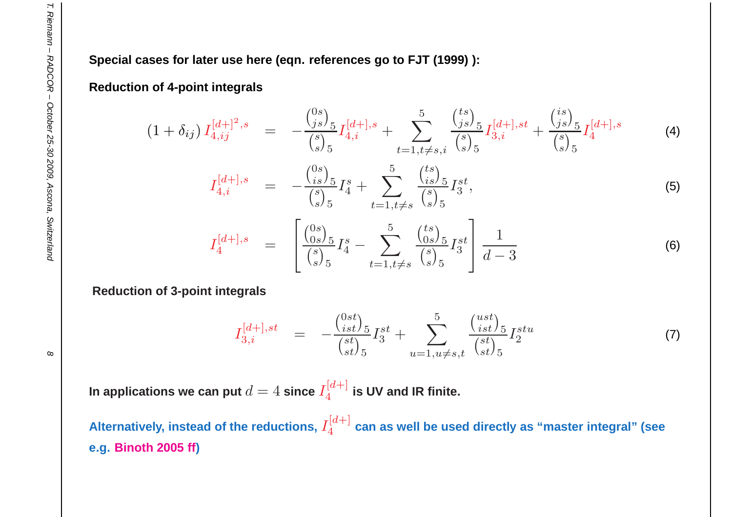**Special cases for later use here (eqn. references go to FJT (1999) ):**

**Reduction of 4-point integrals**

$$(1+\delta_{ij})\, I_{4,ij}^{[d+]^2,s} = -\frac{\binom{0s}{js}_5}{\binom{s}{s}_5} I_{4,i}^{[d+],s} + \sum_{t=1,t\neq s,i}^{5} \frac{\binom{ts}{js}_5}{\binom{s}{s}_5} I_{3,i}^{[d+],st} + \frac{\binom{is}{js}_5}{\binom{s}{s}_5} I_4^{[d+],s} \tag{4}$$

$$I_{4,i}^{[d+],s} = -\frac{\binom{0s}{is}_5}{\binom{s}{s}_5} I_4^{s} + \sum_{t=1,t\neq s}^{5} \frac{\binom{ts}{is}_5}{\binom{s}{s}_5} I_3^{st}, \tag{5}$$

$$I_4^{[d+],s} = \left[ \frac{\binom{0s}{0s}_5}{\binom{s}{s}_5} I_4^{s} - \sum_{t=1,t\neq s}^{5} \frac{\binom{ts}{0s}_5}{\binom{s}{s}_5} I_3^{st} \right] \frac{1}{d-3} \tag{6}$$

**Reduction of 3-point integrals**

$$I_{3,i}^{[d+],st} = -\frac{\binom{0st}{ist}_5}{\binom{st}{st}_5} I_3^{st} + \sum_{u=1,u\neq s,t}^{5} \frac{\binom{ust}{ist}_5}{\binom{st}{st}_5} I_2^{stu} \tag{7}$$

**In applications we can put $d=4$ since $I_4^{[d+]}$ is UV and IR finite.**

**Alternatively, instead of the reductions, $I_4^{[d+]}$ can as well be used directly as "master integral" (see e.g. Binoth 2005 ff)**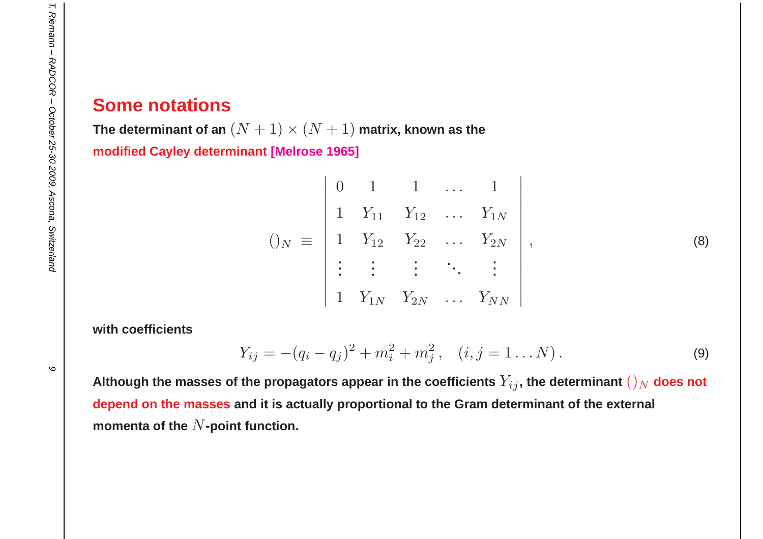## Some notations

**The determinant of an $(N+1)\times(N+1)$ matrix, known as the modified Cayley determinant [Melrose 1965]**

$$
()_N \;\equiv\; \begin{vmatrix} 0 & 1 & 1 & \ldots & 1 \\ 1 & Y_{11} & Y_{12} & \ldots & Y_{1N} \\ 1 & Y_{12} & Y_{22} & \ldots & Y_{2N} \\ \vdots & \vdots & \vdots & \ddots & \vdots \\ 1 & Y_{1N} & Y_{2N} & \ldots & Y_{NN} \end{vmatrix}, \tag{8}
$$

**with coefficients**

$$
Y_{ij} = -(q_i - q_j)^2 + m_i^2 + m_j^2\,, \quad (i,j = 1\ldots N)\,. \tag{9}
$$

**Although the masses of the propagators appear in the coefficients $Y_{ij}$, the determinant $()_N$ does not depend on the masses and it is actually proportional to the Gram determinant of the external momenta of the $N$-point function.**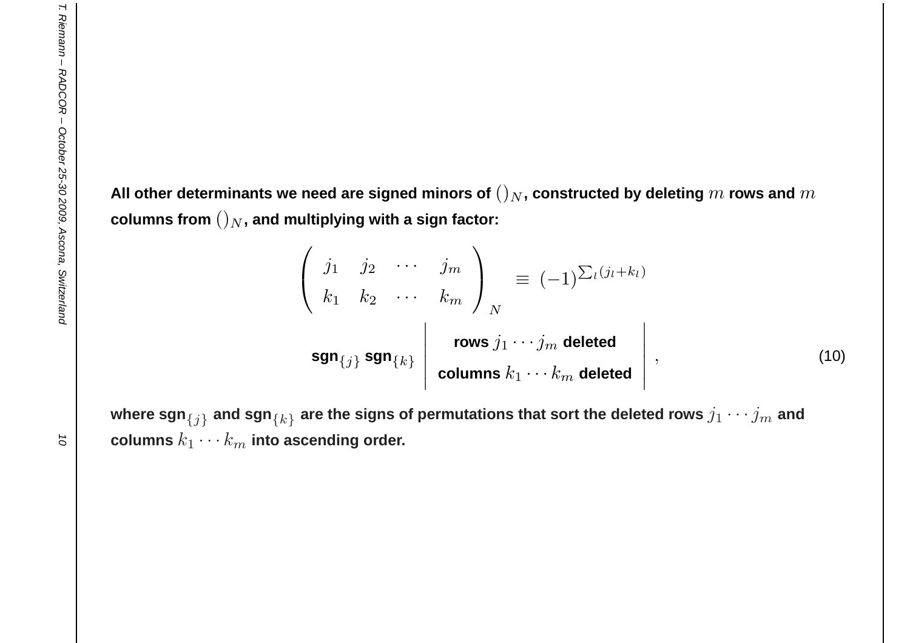**All other determinants we need are signed minors of $()_N$, constructed by deleting $m$ rows and $m$ columns from $()_N$, and multiplying with a sign factor:**

$$
\left( \begin{array}{cccc} j_1 & j_2 & \cdots & j_m \\ k_1 & k_2 & \cdots & k_m \end{array} \right)_N \equiv (-1)^{\sum_l (j_l + k_l)} \\
\text{sgn}_{\{j\}} \, \text{sgn}_{\{k\}} \left| \begin{array}{c} \text{rows } j_1 \cdots j_m \text{ deleted} \\ \text{columns } k_1 \cdots k_m \text{ deleted} \end{array} \right| , \tag{10}
$$

**where $\text{sgn}_{\{j\}}$ and $\text{sgn}_{\{k\}}$ are the signs of permutations that sort the deleted rows $j_1 \cdots j_m$ and columns $k_1 \cdots k_m$ into ascending order.**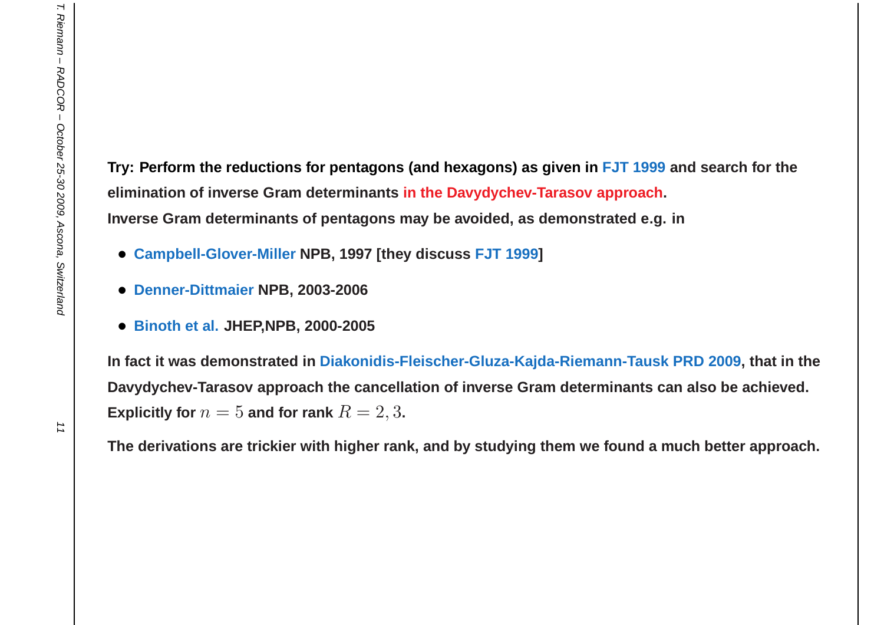**Try: Perform the reductions for pentagons (and hexagons) as given in FJT 1999 and search for the elimination of inverse Gram determinants in the Davydychev-Tarasov approach.**

**Inverse Gram determinants of pentagons may be avoided, as demonstrated e.g. in**

- **Campbell-Glover-Miller NPB, 1997 [they discuss FJT 1999]**
- **Denner-Dittmaier NPB, 2003-2006**
- **Binoth et al. JHEP,NPB, 2000-2005**

**In fact it was demonstrated in Diakonidis-Fleischer-Gluza-Kajda-Riemann-Tausk PRD 2009, that in the Davydychev-Tarasov approach the cancellation of inverse Gram determinants can also be achieved. Explicitly for $n = 5$ and for rank $R = 2, 3$.**

**The derivations are trickier with higher rank, and by studying them we found a much better approach.**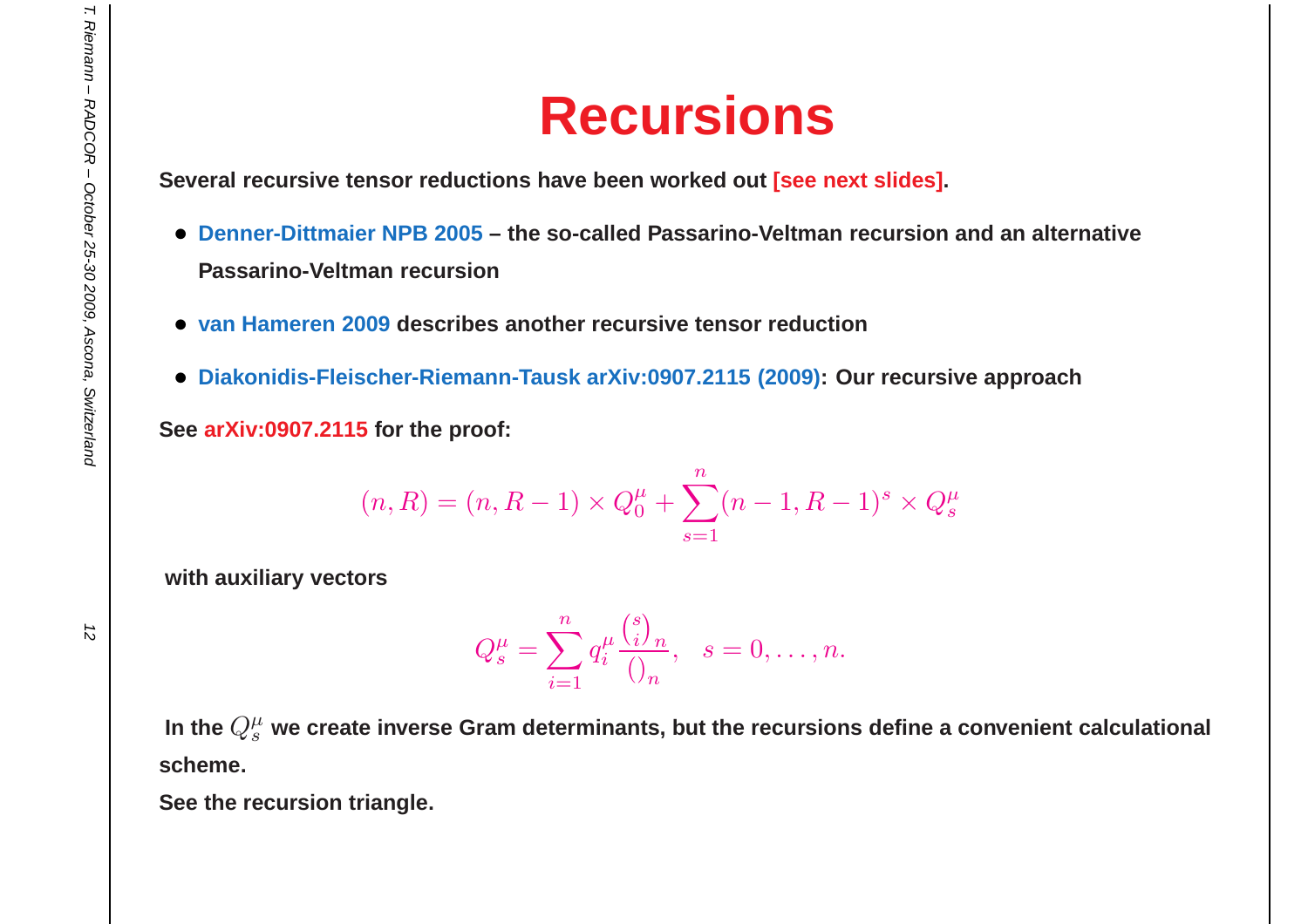# Recursions

**Several recursive tensor reductions have been worked out [see next slides].**

- **Denner-Dittmaier NPB 2005 – the so-called Passarino-Veltman recursion and an alternative Passarino-Veltman recursion**
- **van Hameren 2009 describes another recursive tensor reduction**
- **Diakonidis-Fleischer-Riemann-Tausk arXiv:0907.2115 (2009): Our recursive approach**

**See arXiv:0907.2115 for the proof:**

$$(n, R) = (n, R-1) \times Q_0^\mu + \sum_{s=1}^{n} (n-1, R-1)^s \times Q_s^\mu$$

**with auxiliary vectors**

$$Q_s^\mu = \sum_{i=1}^{n} q_i^\mu \frac{\binom{s}{i}_n}{\left(\right)_n}, \quad s = 0, \ldots, n.$$

**In the $Q_s^\mu$ we create inverse Gram determinants, but the recursions define a convenient calculational scheme.**

**See the recursion triangle.**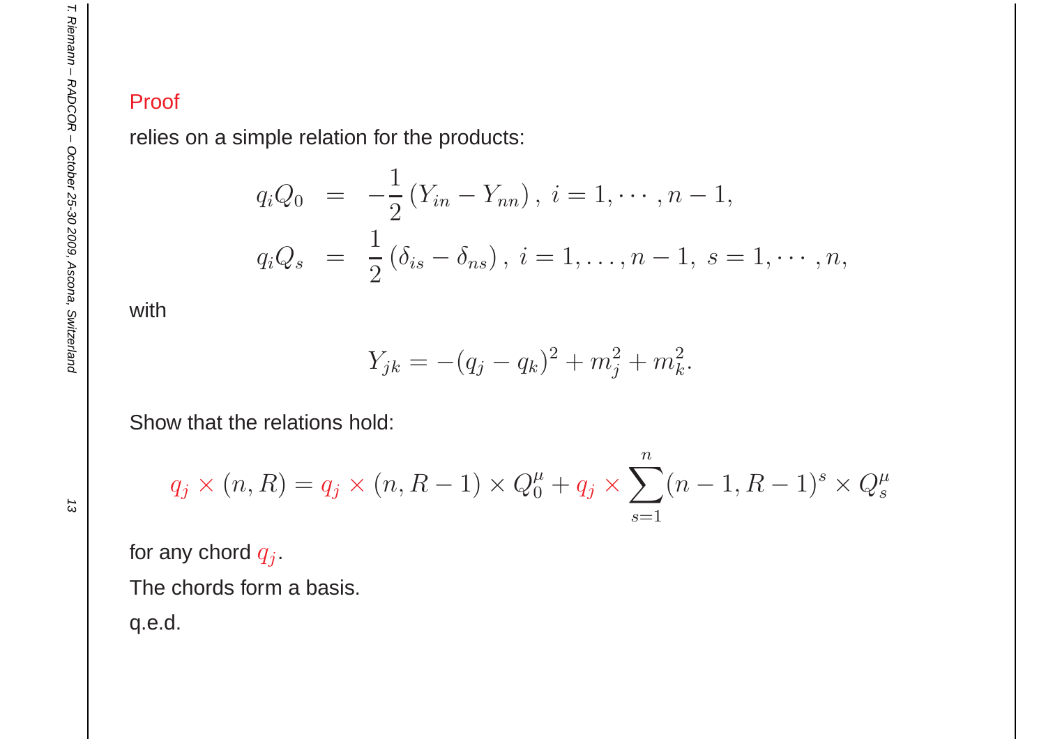## Proof

relies on a simple relation for the products:

$$
\begin{aligned}
q_i Q_0 &= -\frac{1}{2}\left(Y_{in} - Y_{nn}\right),\ i = 1, \cdots, n-1, \\
q_i Q_s &= \frac{1}{2}\left(\delta_{is} - \delta_{ns}\right),\ i = 1, \ldots, n-1,\ s = 1, \cdots, n,
\end{aligned}
$$

with

$$
Y_{jk} = -(q_j - q_k)^2 + m_j^2 + m_k^2.
$$

Show that the relations hold:

$$
q_j \times (n, R) = q_j \times (n, R-1) \times Q_0^\mu + q_j \times \sum_{s=1}^{n} (n-1, R-1)^s \times Q_s^\mu
$$

for any chord $q_j$.

The chords form a basis.

q.e.d.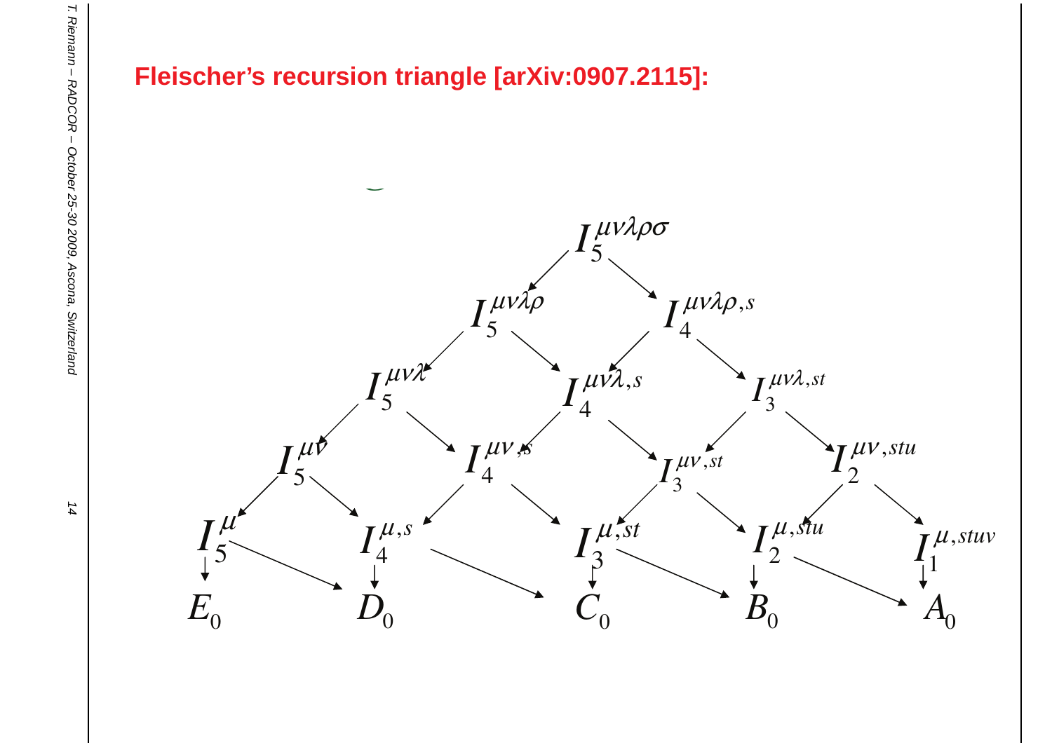## Fleischer's recursion triangle [arXiv:0907.2115]:

$$I_5^{\mu\nu\lambda\rho\sigma}$$

$$I_5^{\mu\nu\lambda\rho} \qquad I_4^{\mu\nu\lambda\rho,s}$$

$$I_5^{\mu\nu\lambda} \qquad I_4^{\mu\nu\lambda,s} \qquad I_3^{\mu\nu\lambda,st}$$

$$I_5^{\mu\nu} \qquad I_4^{\mu\nu,s} \qquad I_3^{\mu\nu,st} \qquad I_2^{\mu\nu,stu}$$

$$I_5^{\mu} \qquad I_4^{\mu,s} \qquad I_3^{\mu,st} \qquad I_2^{\mu,stu} \qquad I_1^{\mu,stuv}$$

$$E_0 \qquad D_0 \qquad C_0 \qquad B_0 \qquad A_0$$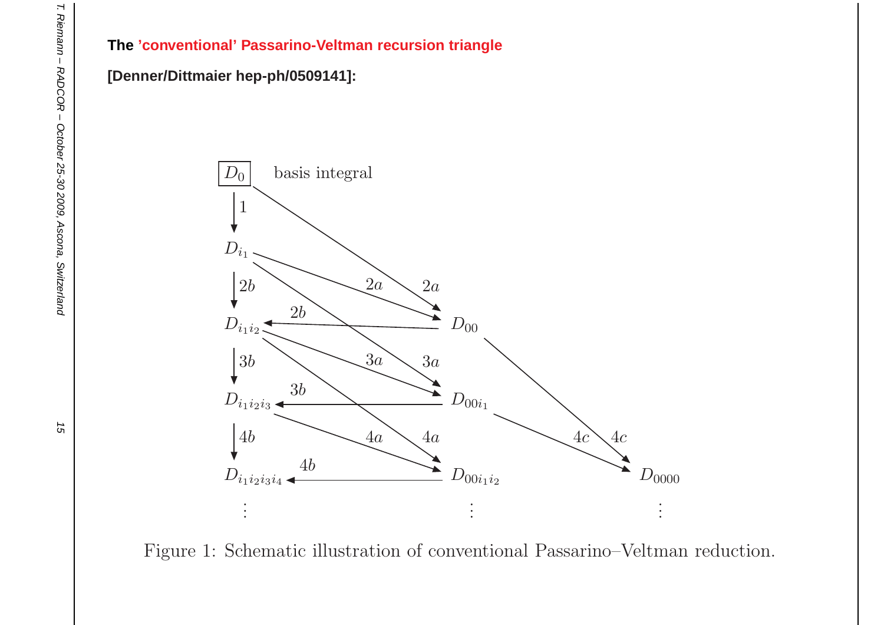**The 'conventional' Passarino-Veltman recursion triangle**

**[Denner/Dittmaier hep-ph/0509141]:**

Figure 1: Schematic illustration of conventional Passarino–Veltman reduction.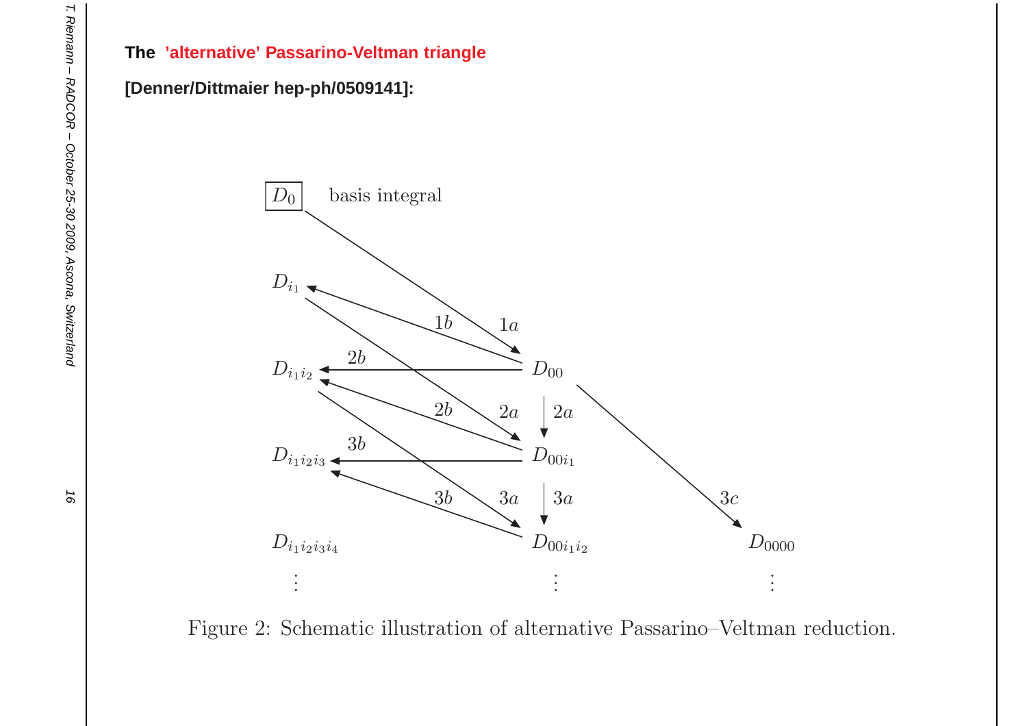**The 'alternative' Passarino-Veltman triangle**

**[Denner/Dittmaier hep-ph/0509141]:**

$D_0$ basis integral

$D_{i_1}$

$D_{i_1 i_2}$ $D_{00}$

$D_{i_1 i_2 i_3}$ $D_{00 i_1}$

$D_{i_1 i_2 i_3 i_4}$ $D_{00 i_1 i_2}$ $D_{0000}$

$1a$, $1b$, $2a$, $2b$, $3a$, $3b$, $3c$

Figure 2: Schematic illustration of alternative Passarino–Veltman reduction.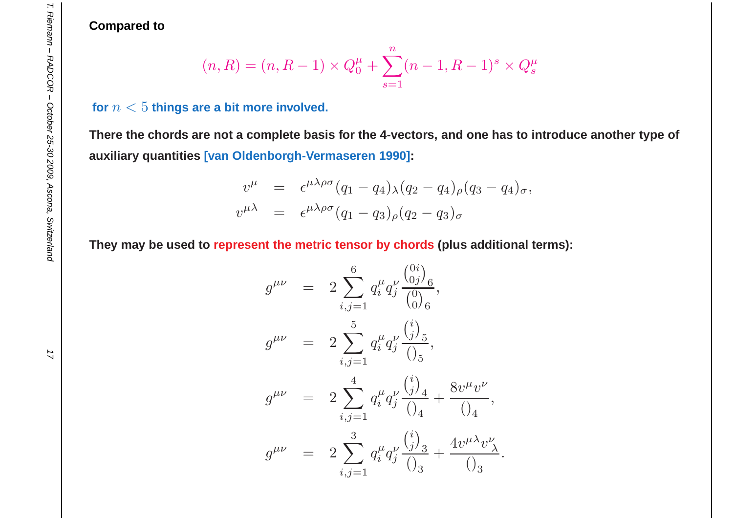**Compared to**

$$(n, R) = (n, R-1) \times Q_0^\mu + \sum_{s=1}^{n} (n-1, R-1)^s \times Q_s^\mu$$

**for $n < 5$ things are a bit more involved.**

**There the chords are not a complete basis for the 4-vectors, and one has to introduce another type of auxiliary quantities [van Oldenborgh-Vermaseren 1990]:**

$$
\begin{aligned}
v^\mu &= \epsilon^{\mu\lambda\rho\sigma}(q_1 - q_4)_\lambda (q_2 - q_4)_\rho (q_3 - q_4)_\sigma, \\
v^{\mu\lambda} &= \epsilon^{\mu\lambda\rho\sigma}(q_1 - q_3)_\rho (q_2 - q_3)_\sigma
\end{aligned}
$$

**They may be used to represent the metric tensor by chords (plus additional terms):**

$$
\begin{aligned}
g^{\mu\nu} &= 2 \sum_{i,j=1}^{6} q_i^\mu q_j^\nu \frac{\binom{0i}{0j}_6}{\binom{0}{0}_6}, \\
g^{\mu\nu} &= 2 \sum_{i,j=1}^{5} q_i^\mu q_j^\nu \frac{\binom{i}{j}_5}{()_5}, \\
g^{\mu\nu} &= 2 \sum_{i,j=1}^{4} q_i^\mu q_j^\nu \frac{\binom{i}{j}_4}{()_4} + \frac{8 v^\mu v^\nu}{()_4}, \\
g^{\mu\nu} &= 2 \sum_{i,j=1}^{3} q_i^\mu q_j^\nu \frac{\binom{i}{j}_3}{()_3} + \frac{4 v^{\mu\lambda} v^\nu_{\ \lambda}}{()_3}.
\end{aligned}
$$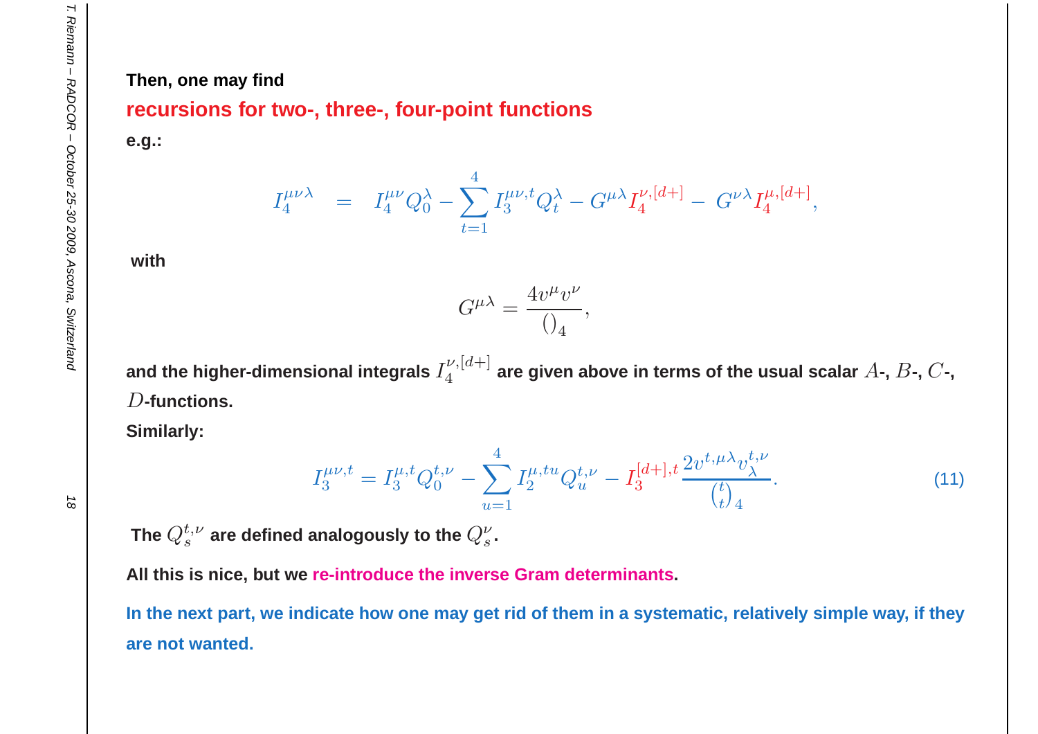Then, one may find

**recursions for two-, three-, four-point functions**

**e.g.:**

$$I_4^{\mu\nu\lambda} \quad = \quad I_4^{\mu\nu} Q_0^{\lambda} - \sum_{t=1}^{4} I_3^{\mu\nu,t} Q_t^{\lambda} - G^{\mu\lambda} I_4^{\nu,[d+]} - \, G^{\nu\lambda} I_4^{\mu,[d+]},$$

**with**

$$G^{\mu\lambda} = \frac{4 \upsilon^{\mu} \upsilon^{\nu}}{()_4},$$

**and the higher-dimensional integrals $I_4^{\nu,[d+]}$ are given above in terms of the usual scalar $A$-, $B$-, $C$-, $D$-functions.**

**Similarly:**

$$I_3^{\mu\nu,t} = I_3^{\mu,t} Q_0^{t,\nu} - \sum_{u=1}^{4} I_2^{\mu,tu} Q_u^{t,\nu} - I_3^{[d+],t} \frac{2 \upsilon^{t,\mu\lambda} \upsilon_{\lambda}^{t,\nu}}{\binom{t}{t}_4}. \tag{11}$$

**The $Q_s^{t,\nu}$ are defined analogously to the $Q_s^{\nu}$.**

**All this is nice, but we re-introduce the inverse Gram determinants.**

**In the next part, we indicate how one may get rid of them in a systematic, relatively simple way, if they are not wanted.**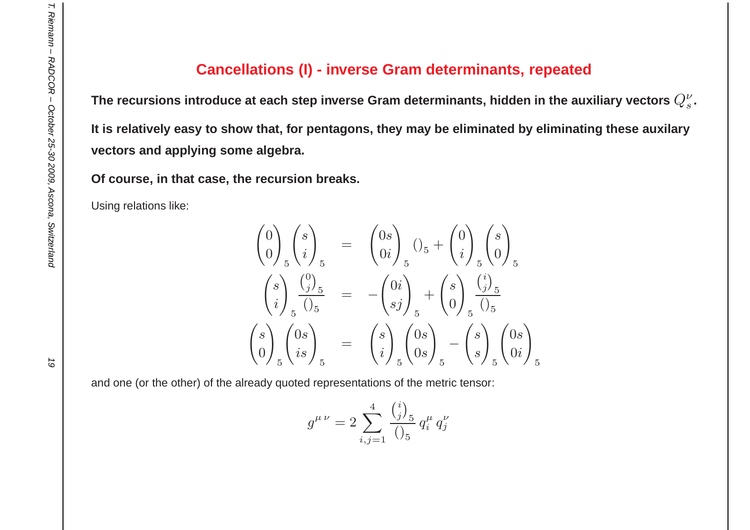## Cancellations (I) - inverse Gram determinants, repeated

**The recursions introduce at each step inverse Gram determinants, hidden in the auxiliary vectors $Q_s^\nu$.**

**It is relatively easy to show that, for pentagons, they may be eliminated by eliminating these auxilary vectors and applying some algebra.**

**Of course, in that case, the recursion breaks.**

Using relations like:

$$
\begin{aligned}
\begin{pmatrix}0\\0\end{pmatrix}_5 \begin{pmatrix}s\\i\end{pmatrix}_5 &= \begin{pmatrix}0s\\0i\end{pmatrix}_5 ()_5 + \begin{pmatrix}0\\i\end{pmatrix}_5 \begin{pmatrix}s\\0\end{pmatrix}_5 \\
\begin{pmatrix}s\\i\end{pmatrix}_5 \frac{\binom{0}{j}_5}{()_5} &= -\begin{pmatrix}0i\\sj\end{pmatrix}_5 + \begin{pmatrix}s\\0\end{pmatrix}_5 \frac{\binom{i}{j}_5}{()_5} \\
\begin{pmatrix}s\\0\end{pmatrix}_5 \begin{pmatrix}0s\\is\end{pmatrix}_5 &= \begin{pmatrix}s\\i\end{pmatrix}_5 \begin{pmatrix}0s\\0s\end{pmatrix}_5 - \begin{pmatrix}s\\s\end{pmatrix}_5 \begin{pmatrix}0s\\0i\end{pmatrix}_5
\end{aligned}
$$

and one (or the other) of the already quoted representations of the metric tensor:

$$
g^{\mu\,\nu} = 2 \sum_{i,j=1}^{4} \frac{\binom{i}{j}_5}{()_5} \, q_i^\mu \, q_j^\nu
$$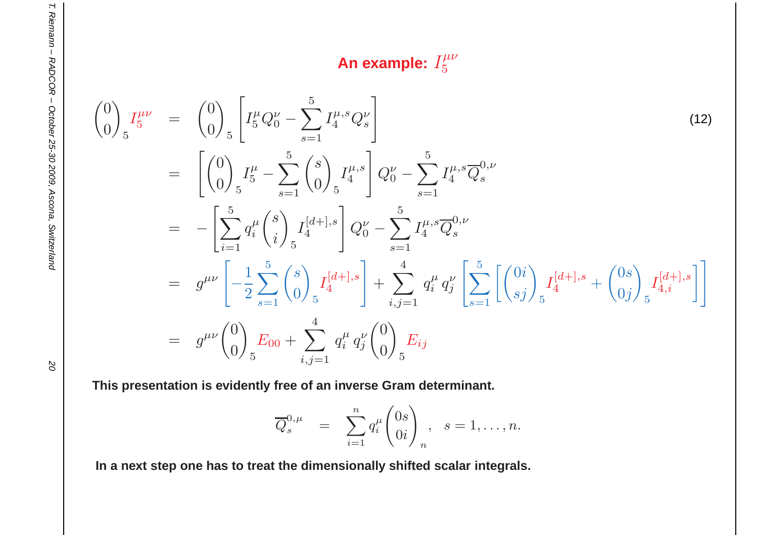## An example: $I_5^{\mu\nu}$

$$
\begin{aligned}
\binom{0}{0}_5 I_5^{\mu\nu} &= \binom{0}{0}_5 \left[ I_5^{\mu} Q_0^{\nu} - \sum_{s=1}^{5} I_4^{\mu,s} Q_s^{\nu} \right] \\
&= \left[ \binom{0}{0}_5 I_5^{\mu} - \sum_{s=1}^{5} \binom{s}{0}_5 I_4^{\mu,s} \right] Q_0^{\nu} - \sum_{s=1}^{5} I_4^{\mu,s} \overline{Q}_s^{0,\nu} \\
&= - \left[ \sum_{i=1}^{5} q_i^{\mu} \binom{s}{i}_5 I_4^{[d+],s} \right] Q_0^{\nu} - \sum_{s=1}^{5} I_4^{\mu,s} \overline{Q}_s^{0,\nu} \\
&= g^{\mu\nu} \left[ -\frac{1}{2} \sum_{s=1}^{5} \binom{s}{0}_5 I_4^{[d+],s} \right] + \sum_{i,j=1}^{4} q_i^{\mu}\, q_j^{\nu} \left[ \sum_{s=1}^{5} \left[ \binom{0i}{sj}_5 I_4^{[d+],s} + \binom{0s}{0j}_5 I_{4,i}^{[d+],s} \right] \right] \\
&= g^{\mu\nu} \binom{0}{0}_5 E_{00} + \sum_{i,j=1}^{4} q_i^{\mu}\, q_j^{\nu} \binom{0}{0}_5 E_{ij}
\end{aligned}
\tag{12}
$$

**This presentation is evidently free of an inverse Gram determinant.**

$$
\overline{Q}_s^{0,\mu} \quad = \quad \sum_{i=1}^{n} q_i^{\mu} \binom{0s}{0i}_n, \quad s = 1, \ldots, n.
$$

**In a next step one has to treat the dimensionally shifted scalar integrals.**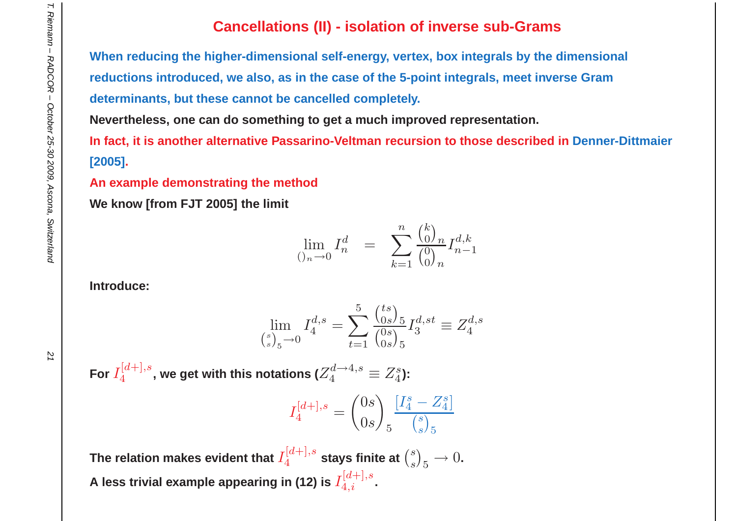# Cancellations (II) - isolation of inverse sub-Grams

**When reducing the higher-dimensional self-energy, vertex, box integrals by the dimensional reductions introduced, we also, as in the case of the 5-point integrals, meet inverse Gram determinants, but these cannot be cancelled completely.**

**Nevertheless, one can do something to get a much improved representation.**

**In fact, it is another alternative Passarino-Veltman recursion to those described in Denner-Dittmaier [2005].**

**An example demonstrating the method**

**We know [from FJT 2005] the limit**

$$\lim_{()_n \to 0} I_n^d \quad = \quad \sum_{k=1}^{n} \frac{\binom{k}{0}_n}{\binom{0}{0}_n} I_{n-1}^{d,k}$$

**Introduce:**

$$\lim_{\binom{s}{s}_5 \to 0} I_4^{d,s} = \sum_{t=1}^{5} \frac{\binom{ts}{0s}_5}{\binom{0s}{0s}_5} I_3^{d,st} \equiv Z_4^{d,s}$$

**For $I_4^{[d+],s}$, we get with this notations ($Z_4^{d \to 4,s} \equiv Z_4^s$):**

$$I_4^{[d+],s} = \binom{0s}{0s}_5 \frac{[I_4^s - Z_4^s]}{\binom{s}{s}_5}$$

**The relation makes evident that $I_4^{[d+],s}$ stays finite at $\binom{s}{s}_5 \to 0$.**

**A less trivial example appearing in (12) is $I_{4,i}^{[d+],s}$.**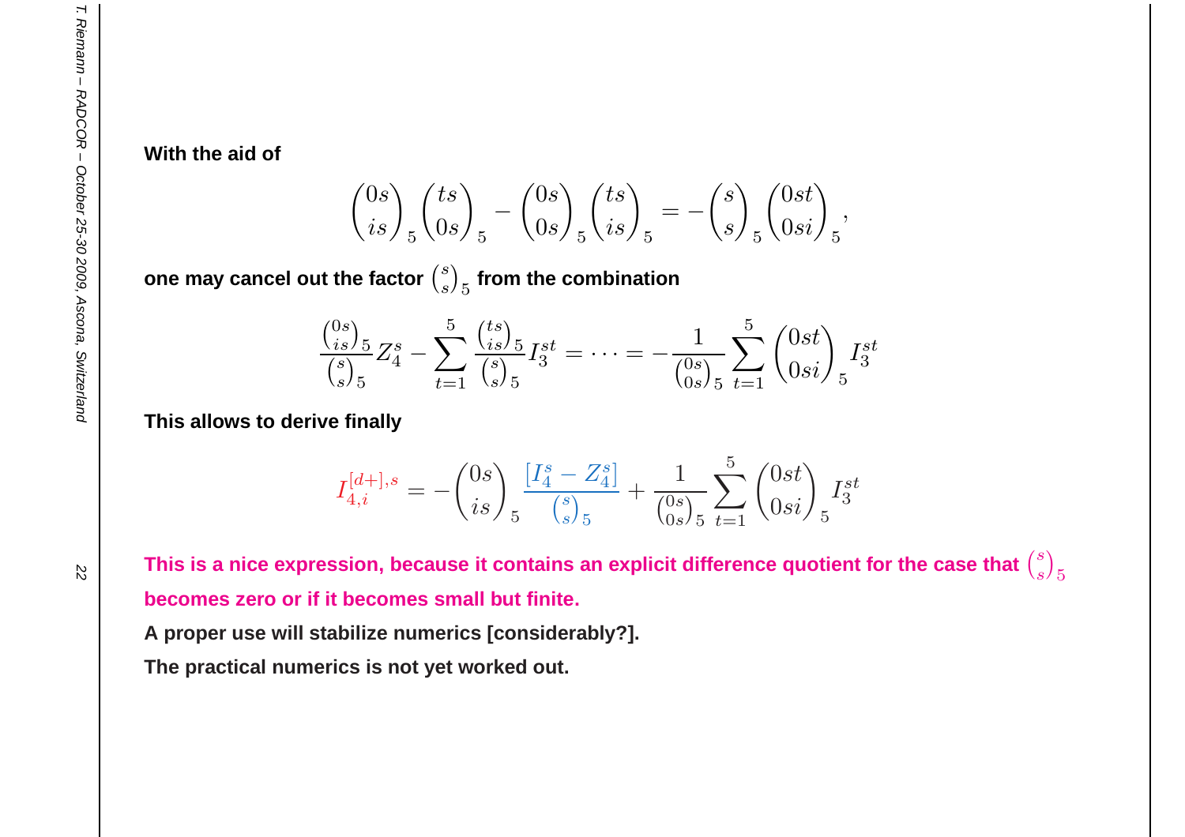**With the aid of**

$$
\binom{0s}{is}_5 \binom{ts}{0s}_5 - \binom{0s}{0s}_5 \binom{ts}{is}_5 = -\binom{s}{s}_5 \binom{0st}{0si}_5,
$$

**one may cancel out the factor $\binom{s}{s}_5$ from the combination**

$$
\frac{\binom{0s}{is}_5}{\binom{s}{s}_5} Z_4^s - \sum_{t=1}^{5} \frac{\binom{ts}{is}_5}{\binom{s}{s}_5} I_3^{st} = \cdots = -\frac{1}{\binom{0s}{0s}_5} \sum_{t=1}^{5} \binom{0st}{0si}_5 I_3^{st}
$$

**This allows to derive finally**

$$
I_{4,i}^{[d+],s} = -\binom{0s}{is}_5 \frac{[I_4^s - Z_4^s]}{\binom{s}{s}_5} + \frac{1}{\binom{0s}{0s}_5} \sum_{t=1}^{5} \binom{0st}{0si}_5 I_3^{st}
$$

**This is a nice expression, because it contains an explicit difference quotient for the case that $\binom{s}{s}_5$ becomes zero or if it becomes small but finite.**

**A proper use will stabilize numerics [considerably?].**

**The practical numerics is not yet worked out.**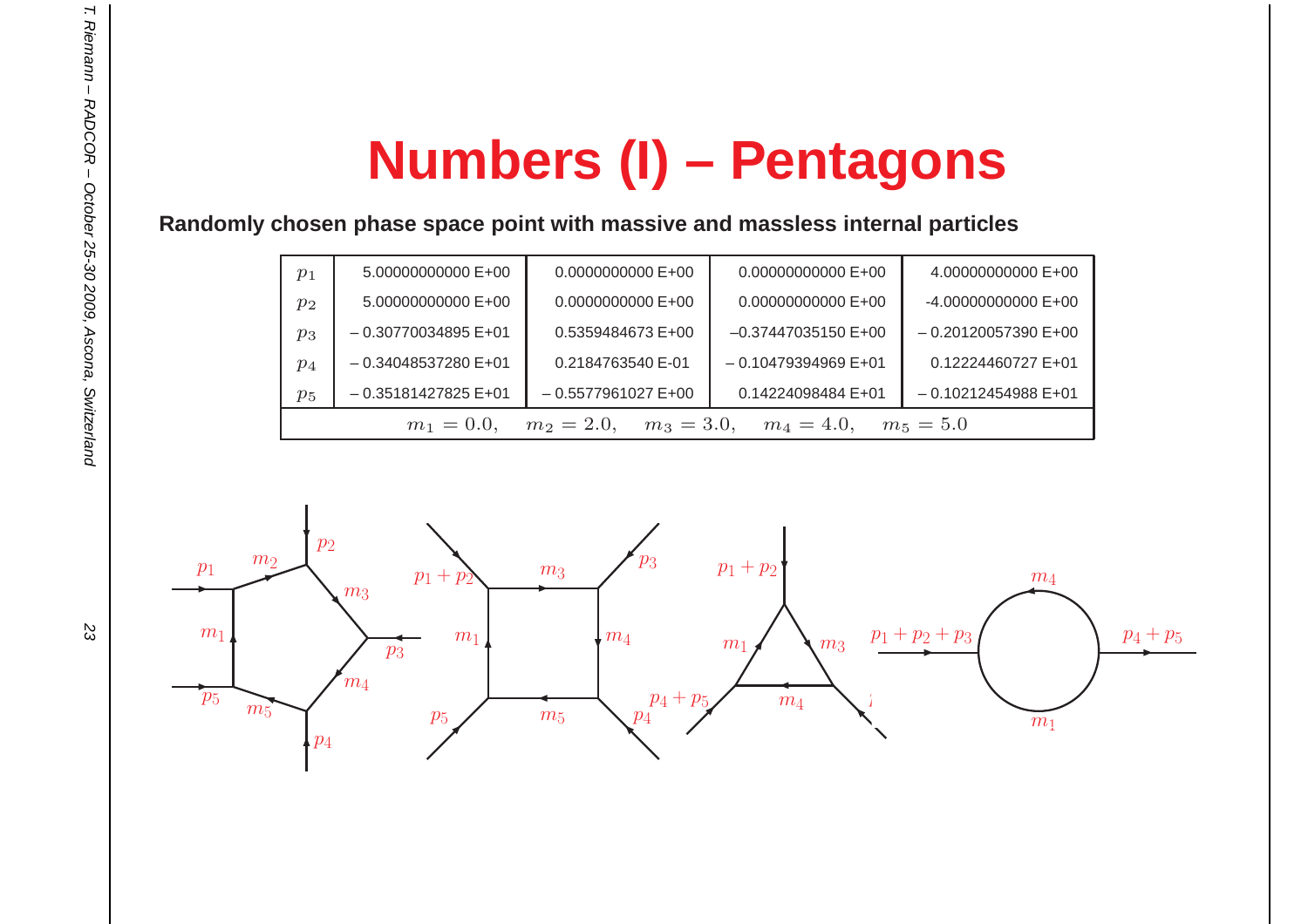# Numbers (I) – Pentagons

**Randomly chosen phase space point with massive and massless internal particles**

| | | | | |
|---|---|---|---|---|
| $p_1$ | 5.00000000000 E+00 | 0.0000000000 E+00 | 0.00000000000 E+00 | 4.00000000000 E+00 |
| $p_2$ | 5.00000000000 E+00 | 0.0000000000 E+00 | 0.00000000000 E+00 | -4.00000000000 E+00 |
| $p_3$ | – 0.30770034895 E+01 | 0.5359484673 E+00 | –0.37447035150 E+00 | – 0.20120057390 E+00 |
| $p_4$ | – 0.34048537280 E+01 | 0.2184763540 E-01 | – 0.10479394969 E+01 | 0.12224460727 E+01 |
| $p_5$ | – 0.35181427825 E+01 | – 0.5577961027 E+00 | 0.14224098484 E+01 | – 0.10212454988 E+01 |
| $m_1 = 0.0, \quad m_2 = 2.0, \quad m_3 = 3.0, \quad m_4 = 4.0, \quad m_5 = 5.0$ | | | | |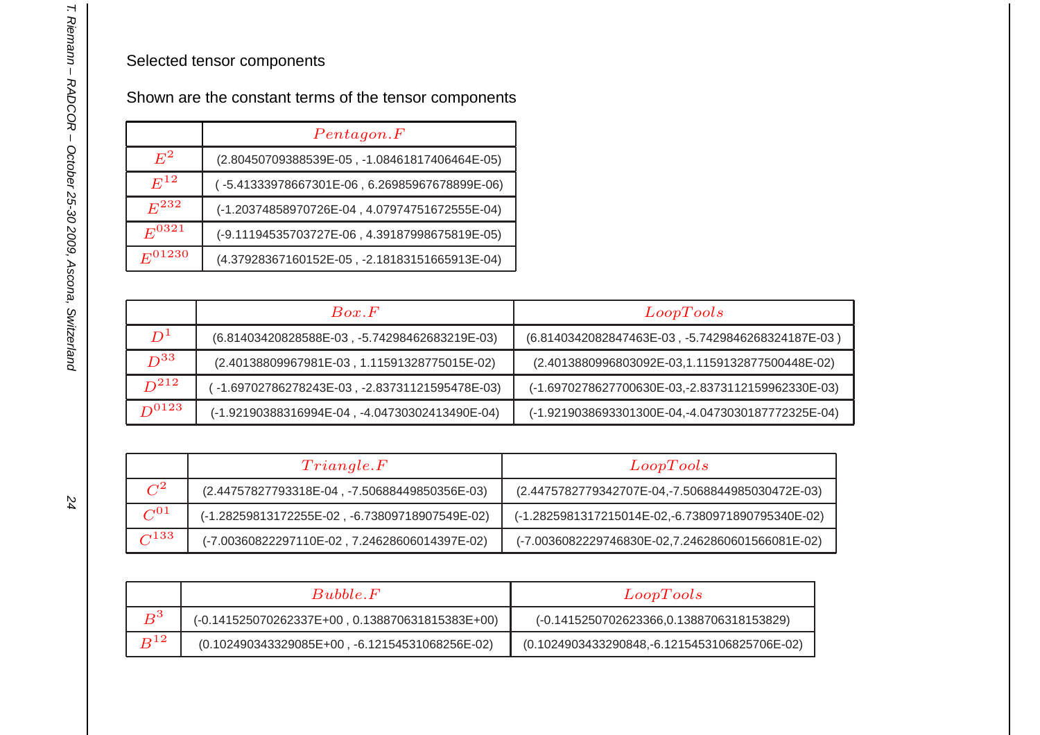Selected tensor components

Shown are the constant terms of the tensor components

| | $Pentagon.F$ |
|---|---|
| $E^2$ | (2.80450709388539E-05 , -1.08461817406464E-05) |
| $E^{12}$ | ( -5.41333978667301E-06 , 6.26985967678899E-06) |
| $E^{232}$ | (-1.20374858970726E-04 , 4.07974751672555E-04) |
| $E^{0321}$ | (-9.11194535703727E-06 , 4.39187998675819E-05) |
| $E^{01230}$ | (4.37928367160152E-05 , -2.18183151665913E-04) |

| | $Box.F$ | $LoopTools$ |
|---|---|---|
| $D^1$ | (6.81403420828588E-03 , -5.74298462683219E-03) | (6.8140342082847463E-03 , -5.7429846268324187E-03 ) |
| $D^{33}$ | (2.40138809967981E-03 , 1.11591328775015E-02) | (2.4013880996803092E-03,1.1159132877500448E-02) |
| $D^{212}$ | ( -1.69702786278243E-03 , -2.83731121595478E-03) | (-1.6970278627700630E-03,-2.8373112159962330E-03) |
| $D^{0123}$ | (-1.92190388316994E-04 , -4.04730302413490E-04) | (-1.9219038693301300E-04,-4.0473030187772325E-04) |

| | $Triangle.F$ | $LoopTools$ |
|---|---|---|
| $C^2$ | (2.44757827793318E-04 , -7.50688449850356E-03) | (2.4475782779342707E-04,-7.5068844985030472E-03) |
| $C^{01}$ | (-1.28259813172255E-02 , -6.73809718907549E-02) | (-1.2825981317215014E-02,-6.7380971890795340E-02) |
| $C^{133}$ | (-7.00360822297110E-02 , 7.24628606014397E-02) | (-7.0036082229746830E-02,7.2462860601566081E-02) |

| | $Bubble.F$ | $LoopTools$ |
|---|---|---|
| $B^3$ | (-0.141525070262337E+00 , 0.138870631815383E+00) | (-0.1415250702623366,0.1388706318153829) |
| $B^{12}$ | (0.102490343329085E+00 , -6.12154531068256E-02) | (0.1024903433290848,-6.1215453106825706E-02) |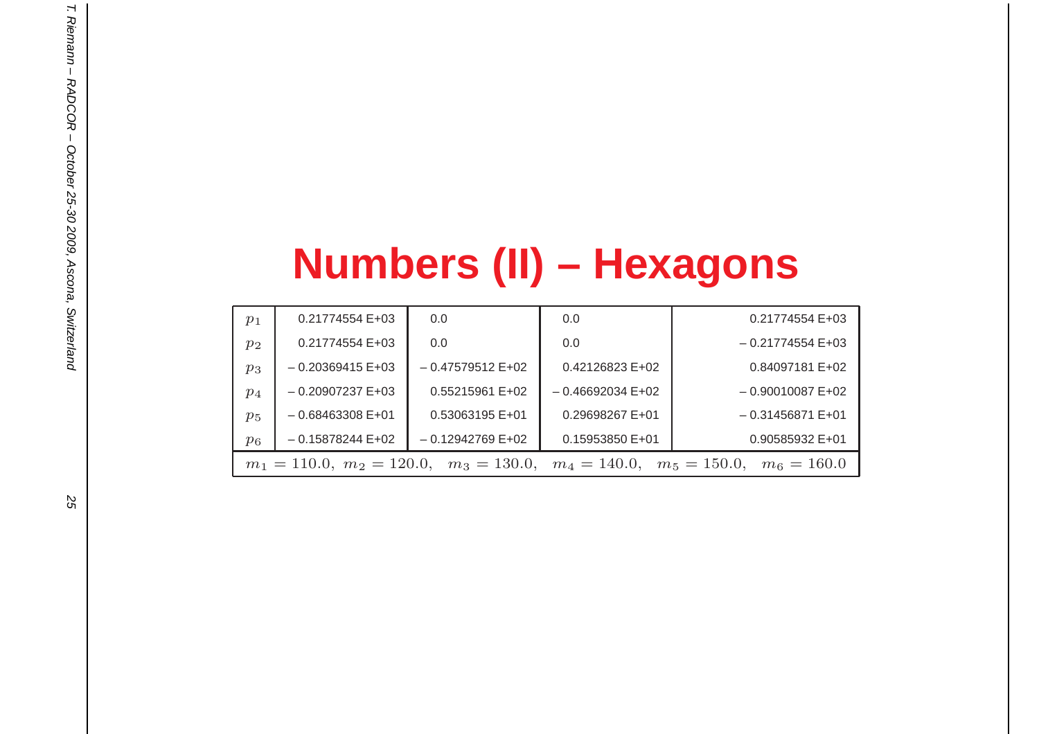# Numbers (II) – Hexagons

| | | | | |
|---|---|---|---|---|
| $p_1$ | 0.21774554 E+03 | 0.0 | 0.0 | 0.21774554 E+03 |
| $p_2$ | 0.21774554 E+03 | 0.0 | 0.0 | – 0.21774554 E+03 |
| $p_3$ | – 0.20369415 E+03 | – 0.47579512 E+02 | 0.42126823 E+02 | 0.84097181 E+02 |
| $p_4$ | – 0.20907237 E+03 | 0.55215961 E+02 | – 0.46692034 E+02 | – 0.90010087 E+02 |
| $p_5$ | – 0.68463308 E+01 | 0.53063195 E+01 | 0.29698267 E+01 | – 0.31456871 E+01 |
| $p_6$ | – 0.15878244 E+02 | – 0.12942769 E+02 | 0.15953850 E+01 | 0.90585932 E+01 |

$m_1 = 110.0,\ m_2 = 120.0,\quad m_3 = 130.0,\quad m_4 = 140.0,\quad m_5 = 150.0,\quad m_6 = 160.0$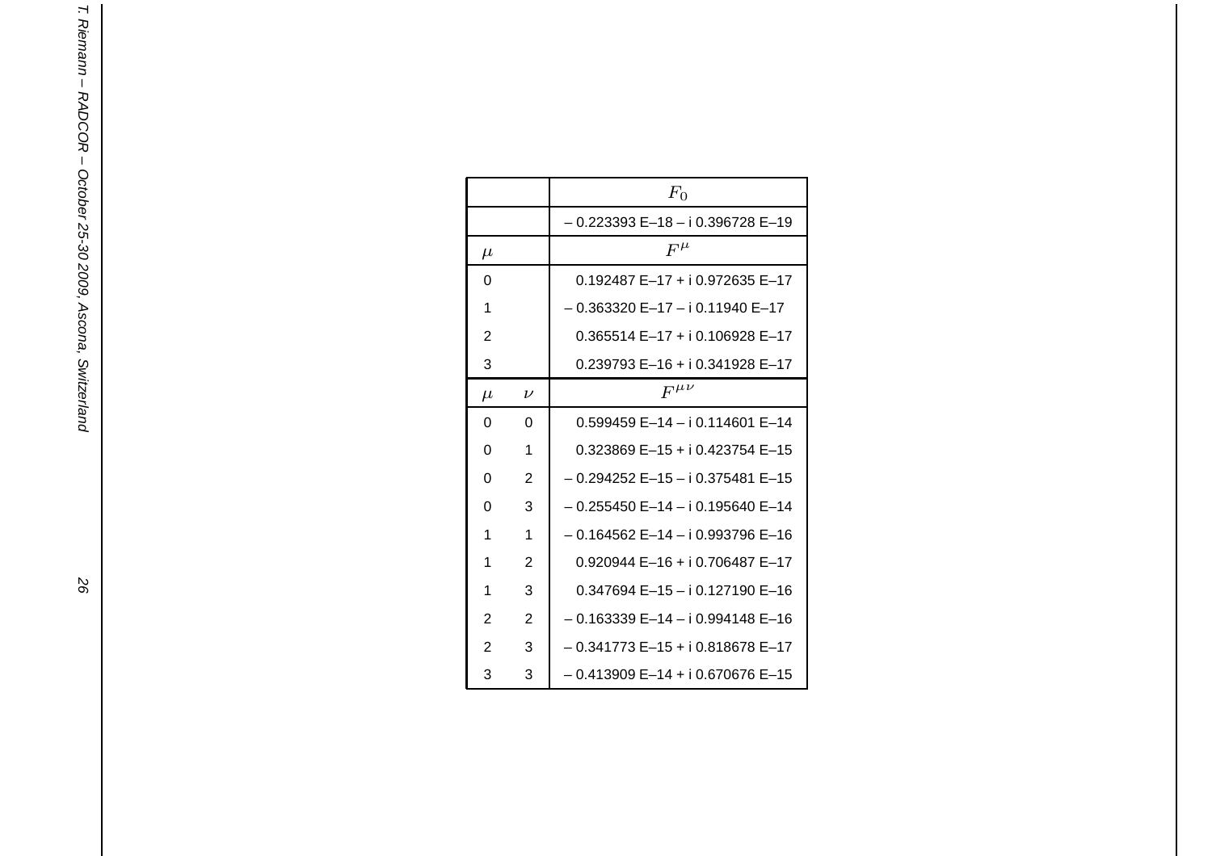| $\mu$ | $\nu$ | $F_0$ |
|---|---|---|
| | | – 0.223393 E–18 – i 0.396728 E–19 |
| $\mu$ | | $F^{\mu}$ |
| 0 | | 0.192487 E–17 + i 0.972635 E–17 |
| 1 | | – 0.363320 E–17 – i 0.11940 E–17 |
| 2 | | 0.365514 E–17 + i 0.106928 E–17 |
| 3 | | 0.239793 E–16 + i 0.341928 E–17 |
| $\mu$ | $\nu$ | $F^{\mu\nu}$ |
| 0 | 0 | 0.599459 E–14 – i 0.114601 E–14 |
| 0 | 1 | 0.323869 E–15 + i 0.423754 E–15 |
| 0 | 2 | – 0.294252 E–15 – i 0.375481 E–15 |
| 0 | 3 | – 0.255450 E–14 – i 0.195640 E–14 |
| 1 | 1 | – 0.164562 E–14 – i 0.993796 E–16 |
| 1 | 2 | 0.920944 E–16 + i 0.706487 E–17 |
| 1 | 3 | 0.347694 E–15 – i 0.127190 E–16 |
| 2 | 2 | – 0.163339 E–14 – i 0.994148 E–16 |
| 2 | 3 | – 0.341773 E–15 + i 0.818678 E–17 |
| 3 | 3 | – 0.413909 E–14 + i 0.670676 E–15 |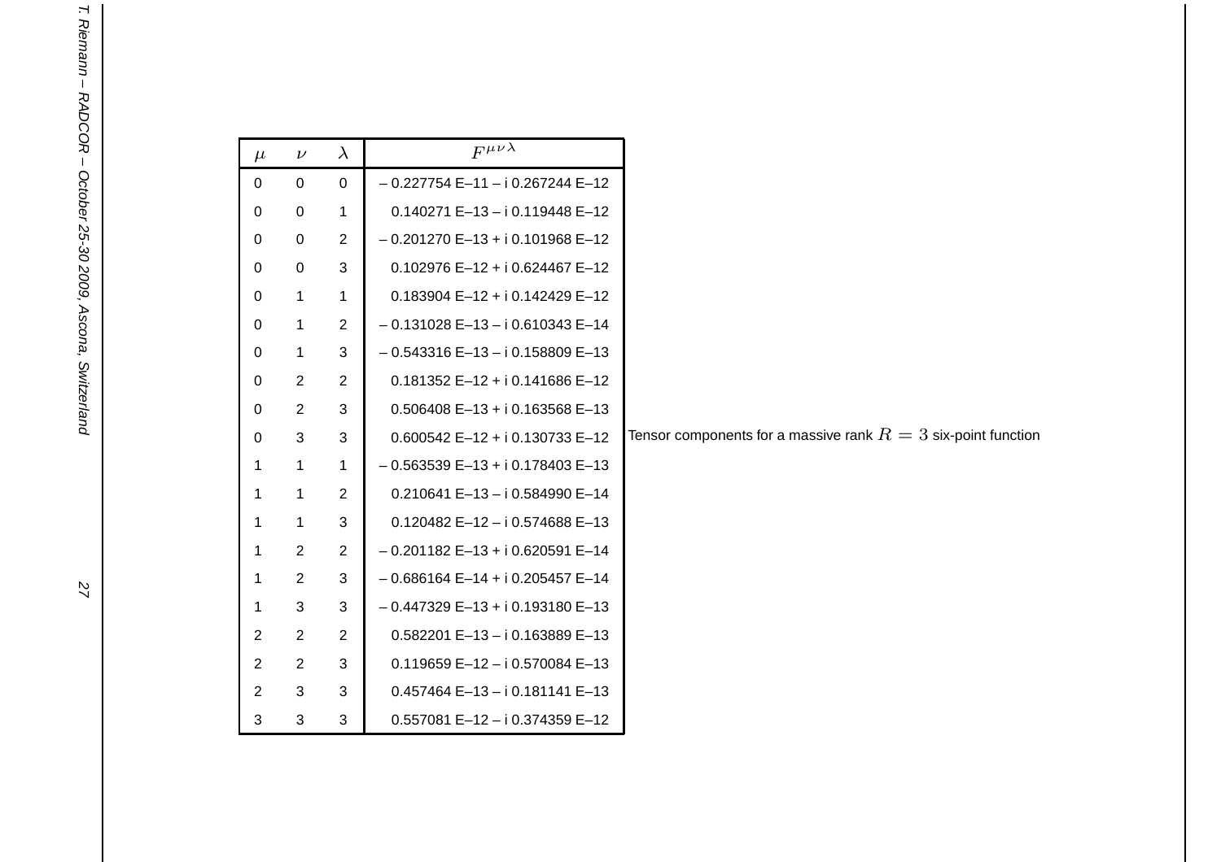| $\mu$ | $\nu$ | $\lambda$ | $F^{\mu\nu\lambda}$ |
|---|---|---|---|
| 0 | 0 | 0 | – 0.227754 E–11 – i 0.267244 E–12 |
| 0 | 0 | 1 | 0.140271 E–13 – i 0.119448 E–12 |
| 0 | 0 | 2 | – 0.201270 E–13 + i 0.101968 E–12 |
| 0 | 0 | 3 | 0.102976 E–12 + i 0.624467 E–12 |
| 0 | 1 | 1 | 0.183904 E–12 + i 0.142429 E–12 |
| 0 | 1 | 2 | – 0.131028 E–13 – i 0.610343 E–14 |
| 0 | 1 | 3 | – 0.543316 E–13 – i 0.158809 E–13 |
| 0 | 2 | 2 | 0.181352 E–12 + i 0.141686 E–12 |
| 0 | 2 | 3 | 0.506408 E–13 + i 0.163568 E–13 |
| 0 | 3 | 3 | 0.600542 E–12 + i 0.130733 E–12 |
| 1 | 1 | 1 | – 0.563539 E–13 + i 0.178403 E–13 |
| 1 | 1 | 2 | 0.210641 E–13 – i 0.584990 E–14 |
| 1 | 1 | 3 | 0.120482 E–12 – i 0.574688 E–13 |
| 1 | 2 | 2 | – 0.201182 E–13 + i 0.620591 E–14 |
| 1 | 2 | 3 | – 0.686164 E–14 + i 0.205457 E–14 |
| 1 | 3 | 3 | – 0.447329 E–13 + i 0.193180 E–13 |
| 2 | 2 | 2 | 0.582201 E–13 – i 0.163889 E–13 |
| 2 | 2 | 3 | 0.119659 E–12 – i 0.570084 E–13 |
| 2 | 3 | 3 | 0.457464 E–13 – i 0.181141 E–13 |
| 3 | 3 | 3 | 0.557081 E–12 – i 0.374359 E–12 |

Tensor components for a massive rank $R = 3$ six-point function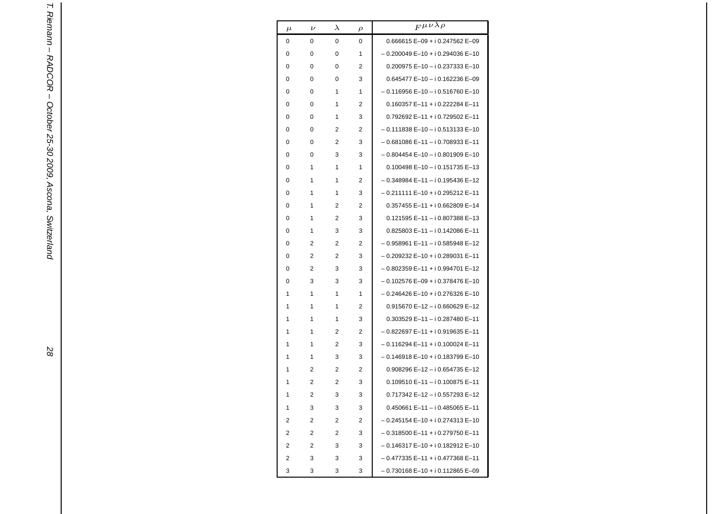| $\mu$ | $\nu$ | $\lambda$ | $\rho$ | $F^{\mu\nu\lambda\rho}$ |
|---|---|---|---|---|
| 0 | 0 | 0 | 0 | 0.666615 E–09 + i 0.247562 E–09 |
| 0 | 0 | 0 | 1 | – 0.200049 E–10 + i 0.294036 E–10 |
| 0 | 0 | 0 | 2 | 0.200975 E–10 – i 0.237333 E–10 |
| 0 | 0 | 0 | 3 | 0.645477 E–10 – i 0.162236 E–09 |
| 0 | 0 | 1 | 1 | – 0.116956 E–10 – i 0.516760 E–10 |
| 0 | 0 | 1 | 2 | 0.160357 E–11 + i 0.222284 E–11 |
| 0 | 0 | 1 | 3 | 0.792692 E–11 + i 0.729502 E–11 |
| 0 | 0 | 2 | 2 | – 0.111838 E–10 – i 0.513133 E–10 |
| 0 | 0 | 2 | 3 | – 0.681086 E–11 – i 0.708933 E–11 |
| 0 | 0 | 3 | 3 | – 0.804454 E–10 – i 0.801909 E–10 |
| 0 | 1 | 1 | 1 | 0.100498 E–10 – i 0.151735 E–13 |
| 0 | 1 | 1 | 2 | – 0.348984 E–11 – i 0.195436 E–12 |
| 0 | 1 | 1 | 3 | – 0.211111 E–10 + i 0.295212 E–11 |
| 0 | 1 | 2 | 2 | 0.357455 E–11 + i 0.662809 E–14 |
| 0 | 1 | 2 | 3 | 0.121595 E–11 – i 0.807388 E–13 |
| 0 | 1 | 3 | 3 | 0.825803 E–11 – i 0.142086 E–11 |
| 0 | 2 | 2 | 2 | – 0.958961 E–11 – i 0.585948 E–12 |
| 0 | 2 | 2 | 3 | – 0.209232 E–10 + i 0.289031 E–11 |
| 0 | 2 | 3 | 3 | – 0.802359 E–11 + i 0.994701 E–12 |
| 0 | 3 | 3 | 3 | – 0.102576 E–09 + i 0.378476 E–10 |
| 1 | 1 | 1 | 1 | – 0.246426 E–10 + i 0.276326 E–10 |
| 1 | 1 | 1 | 2 | 0.915670 E–12 – i 0.660629 E–12 |
| 1 | 1 | 1 | 3 | 0.303529 E–11 – i 0.287480 E–11 |
| 1 | 1 | 2 | 2 | – 0.822697 E–11 + i 0.919635 E–11 |
| 1 | 1 | 2 | 3 | – 0.116294 E–11 + i 0.100024 E–11 |
| 1 | 1 | 3 | 3 | – 0.146918 E–10 + i 0.183799 E–10 |
| 1 | 2 | 2 | 2 | 0.908296 E–12 – i 0.654735 E–12 |
| 1 | 2 | 2 | 3 | 0.109510 E–11 – i 0.100875 E–11 |
| 1 | 2 | 3 | 3 | 0.717342 E–12 – i 0.557293 E–12 |
| 1 | 3 | 3 | 3 | 0.450661 E–11 – i 0.485065 E–11 |
| 2 | 2 | 2 | 2 | – 0.245154 E–10 + i 0.274313 E–10 |
| 2 | 2 | 2 | 3 | – 0.318500 E–11 + i 0.279750 E–11 |
| 2 | 2 | 3 | 3 | – 0.146317 E–10 + i 0.182912 E–10 |
| 2 | 3 | 3 | 3 | – 0.477335 E–11 + i 0.477368 E–11 |
| 3 | 3 | 3 | 3 | – 0.730168 E–10 + i 0.112865 E–09 |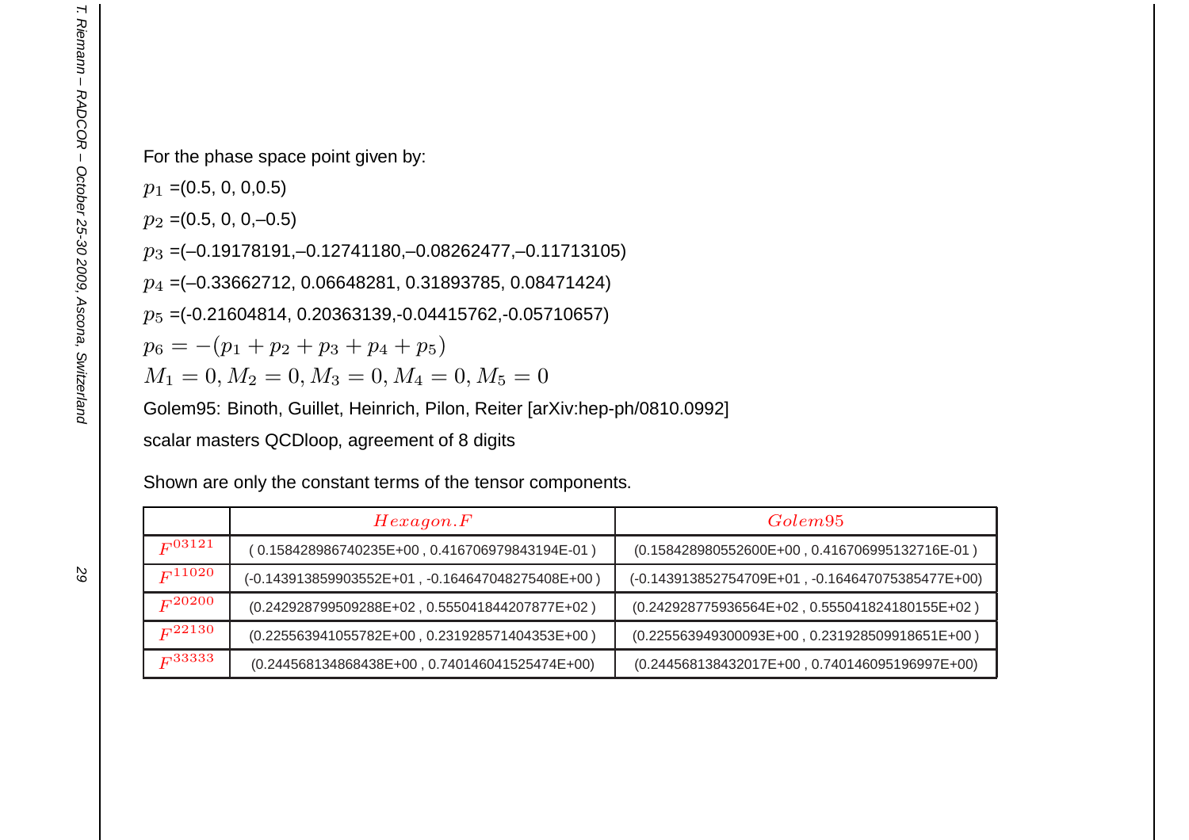For the phase space point given by:

$p_1$ =(0.5, 0, 0,0.5)

$p_2$ =(0.5, 0, 0,–0.5)

$p_3$ =(–0.19178191,–0.12741180,–0.08262477,–0.11713105)

$p_4$ =(–0.33662712, 0.06648281, 0.31893785, 0.08471424)

$p_5$ =(-0.21604814, 0.20363139,-0.04415762,-0.05710657)

$p_6 = -(p_1 + p_2 + p_3 + p_4 + p_5)$

$M_1 = 0, M_2 = 0, M_3 = 0, M_4 = 0, M_5 = 0$

Golem95: Binoth, Guillet, Heinrich, Pilon, Reiter [arXiv:hep-ph/0810.0992]

scalar masters QCDloop, agreement of 8 digits

Shown are only the constant terms of the tensor components.

| | $Hexagon.F$ | $Golem95$ |
|---|---|---|
| $F^{03121}$ | ( 0.158428986740235E+00 , 0.416706979843194E-01 ) | (0.158428980552600E+00 , 0.416706995132716E-01 ) |
| $F^{11020}$ | (-0.143913859903552E+01 , -0.164647048275408E+00 ) | (-0.143913852754709E+01 , -0.164647075385477E+00) |
| $F^{20200}$ | (0.242928799509288E+02 , 0.555041844207877E+02 ) | (0.242928775936564E+02 , 0.555041824180155E+02 ) |
| $F^{22130}$ | (0.225563941055782E+00 , 0.231928571404353E+00 ) | (0.225563949300093E+00 , 0.231928509918651E+00 ) |
| $F^{33333}$ | (0.244568134868438E+00 , 0.740146041525474E+00) | (0.244568138432017E+00 , 0.740146095196997E+00) |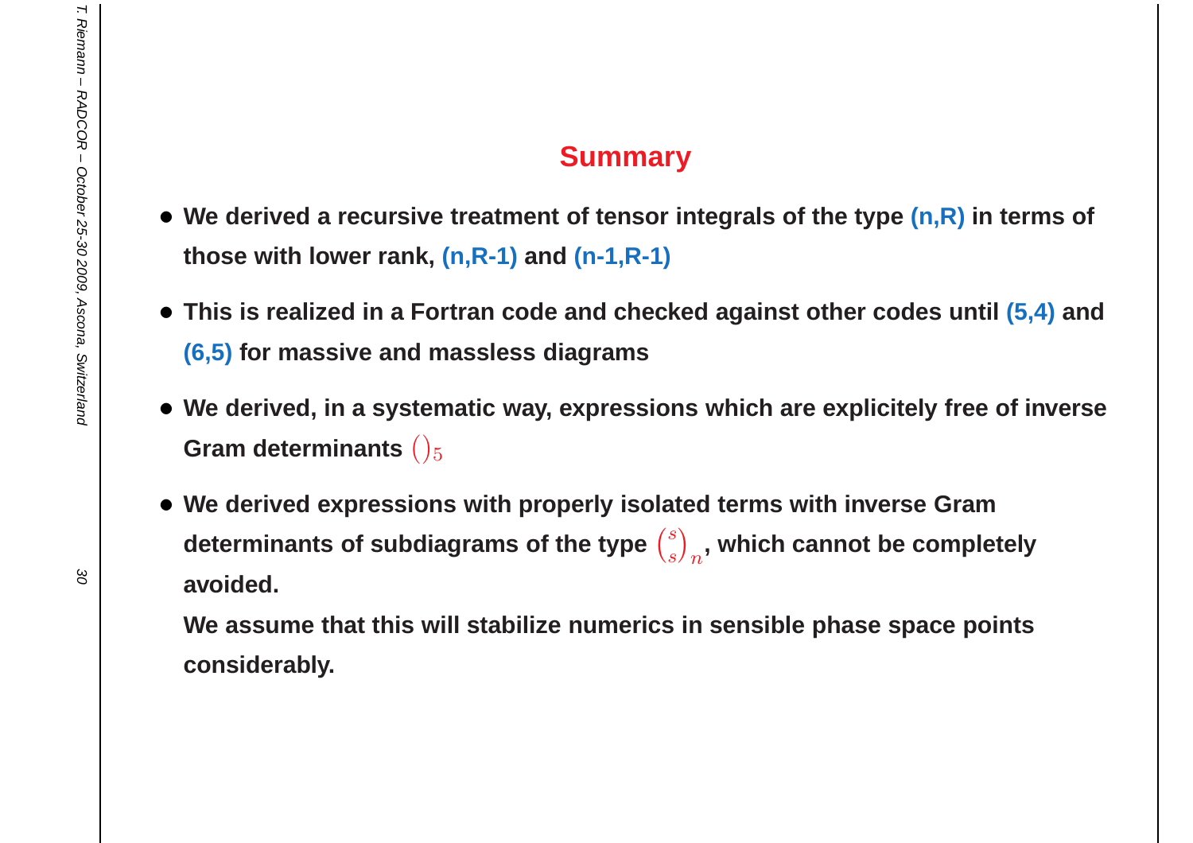# Summary

- **We derived a recursive treatment of tensor integrals of the type (n,R) in terms of those with lower rank, (n,R-1) and (n-1,R-1)**
- **This is realized in a Fortran code and checked against other codes until (5,4) and (6,5) for massive and massless diagrams**
- **We derived, in a systematic way, expressions which are explicitely free of inverse Gram determinants** $()_5$
- **We derived expressions with properly isolated terms with inverse Gram determinants of subdiagrams of the type** $\binom{s}{s}_n$**, which cannot be completely avoided.**

  **We assume that this will stabilize numerics in sensible phase space points considerably.**